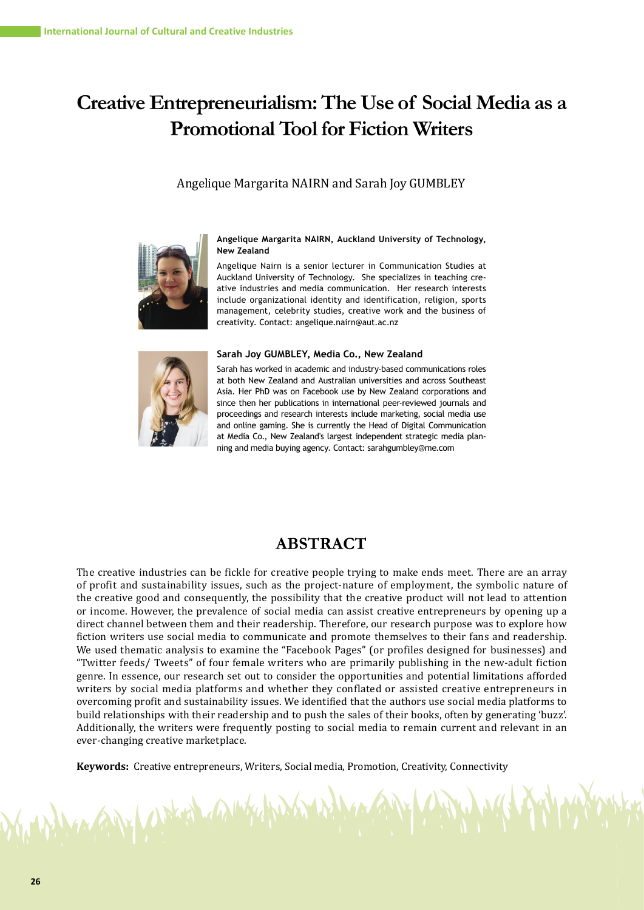# Creative Entrepreneurialism: The Use of Social Media as a Promotional Tool for Fiction Writers

Angelique Margarita NAIRN and Sarah Joy GUMBLEY

**Angelique Margarita NAIRN, Auckland University of Technology, New Zealand**

Angelique Nairn is a senior lecturer in Communication Studies at Auckland University of Technology. She specializes in teaching creative industries and media communication. Her research interests include organizational identity and identification, religion, sports management, celebrity studies, creative work and the business of creativity. Contact: angelique.nairn@aut.ac.nz

**Sarah Joy GUMBLEY, Media Co., New Zealand**

Sarah has worked in academic and industry-based communications roles at both New Zealand and Australian universities and across Southeast Asia. Her PhD was on Facebook use by New Zealand corporations and since then her publications in international peer-reviewed journals and proceedings and research interests include marketing, social media use and online gaming. She is currently the Head of Digital Communication at Media Co., New Zealand's largest independent strategic media planning and media buying agency. Contact: sarahgumbley@me.com

## ABSTRACT

The creative industries can be fickle for creative people trying to make ends meet. There are an array of profit and sustainability issues, such as the project-nature of employment, the symbolic nature of the creative good and consequently, the possibility that the creative product will not lead to attention or income. However, the prevalence of social media can assist creative entrepreneurs by opening up a direct channel between them and their readership. Therefore, our research purpose was to explore how fiction writers use social media to communicate and promote themselves to their fans and readership. We used thematic analysis to examine the "Facebook Pages" (or profiles designed for businesses) and "Twitter feeds/ Tweets" of four female writers who are primarily publishing in the new-adult fiction genre. In essence, our research set out to consider the opportunities and potential limitations afforded writers by social media platforms and whether they conflated or assisted creative entrepreneurs in overcoming profit and sustainability issues. We identified that the authors use social media platforms to build relationships with their readership and to push the sales of their books, often by generating 'buzz'. Additionally, the writers were frequently posting to social media to remain current and relevant in an ever-changing creative marketplace.

**Keywords:** Creative entrepreneurs, Writers, Social media, Promotion, Creativity, Connectivity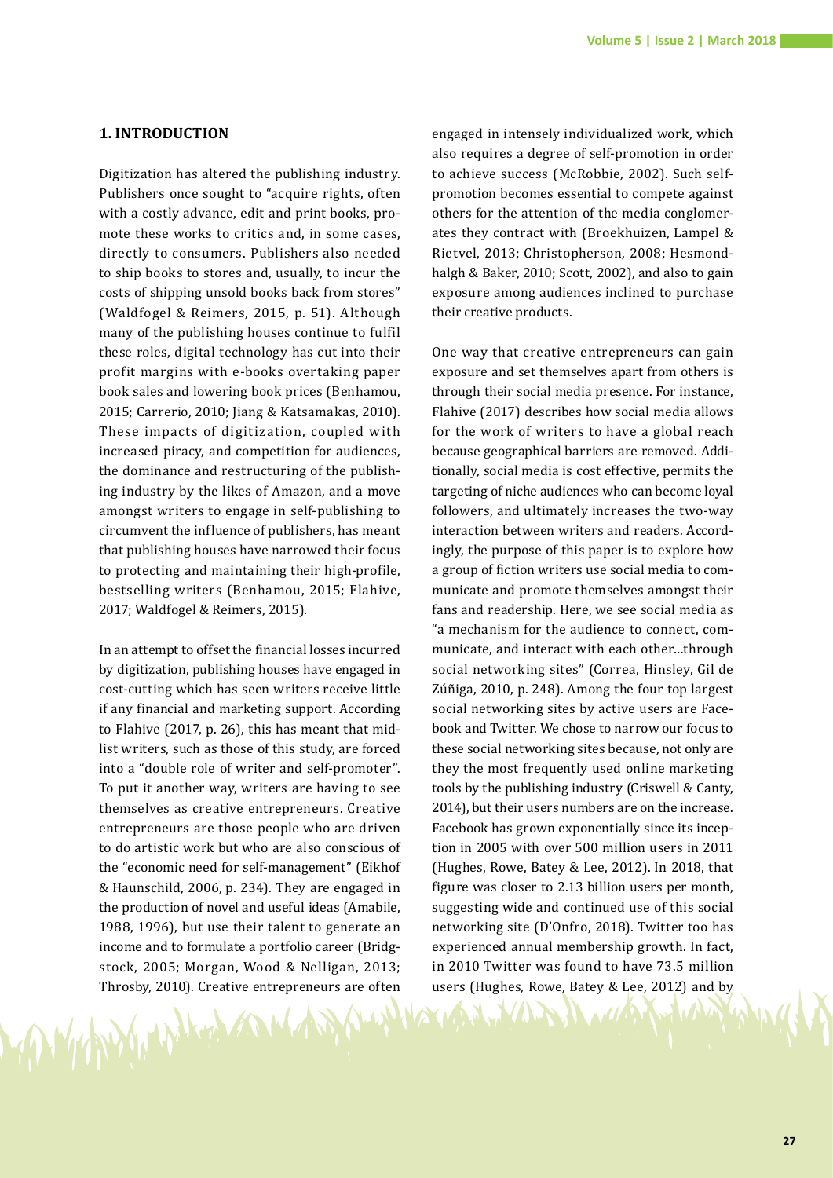## 1. INTRODUCTION

Digitization has altered the publishing industry. Publishers once sought to "acquire rights, often with a costly advance, edit and print books, promote these works to critics and, in some cases, directly to consumers. Publishers also needed to ship books to stores and, usually, to incur the costs of shipping unsold books back from stores" (Waldfogel & Reimers, 2015, p. 51). Although many of the publishing houses continue to fulfil these roles, digital technology has cut into their profit margins with e-books overtaking paper book sales and lowering book prices (Benhamou, 2015; Carrerio, 2010; Jiang & Katsamakas, 2010). These impacts of digitization, coupled with increased piracy, and competition for audiences, the dominance and restructuring of the publishing industry by the likes of Amazon, and a move amongst writers to engage in self-publishing to circumvent the influence of publishers, has meant that publishing houses have narrowed their focus to protecting and maintaining their high-profile, bestselling writers (Benhamou, 2015; Flahive, 2017; Waldfogel & Reimers, 2015).

In an attempt to offset the financial losses incurred by digitization, publishing houses have engaged in cost-cutting which has seen writers receive little if any financial and marketing support. According to Flahive (2017, p. 26), this has meant that mid-list writers, such as those of this study, are forced into a "double role of writer and self-promoter". To put it another way, writers are having to see themselves as creative entrepreneurs. Creative entrepreneurs are those people who are driven to do artistic work but who are also conscious of the "economic need for self-management" (Eikhof & Haunschild, 2006, p. 234). They are engaged in the production of novel and useful ideas (Amabile, 1988, 1996), but use their talent to generate an income and to formulate a portfolio career (Bridgstock, 2005; Morgan, Wood & Nelligan, 2013; Throsby, 2010). Creative entrepreneurs are often engaged in intensely individualized work, which also requires a degree of self-promotion in order to achieve success (McRobbie, 2002). Such self-promotion becomes essential to compete against others for the attention of the media conglomerates they contract with (Broekhuizen, Lampel & Rietvel, 2013; Christopherson, 2008; Hesmondhalgh & Baker, 2010; Scott, 2002), and also to gain exposure among audiences inclined to purchase their creative products.

One way that creative entrepreneurs can gain exposure and set themselves apart from others is through their social media presence. For instance, Flahive (2017) describes how social media allows for the work of writers to have a global reach because geographical barriers are removed. Additionally, social media is cost effective, permits the targeting of niche audiences who can become loyal followers, and ultimately increases the two-way interaction between writers and readers. Accordingly, the purpose of this paper is to explore how a group of fiction writers use social media to communicate and promote themselves amongst their fans and readership. Here, we see social media as "a mechanism for the audience to connect, communicate, and interact with each other...through social networking sites" (Correa, Hinsley, Gil de Zúñiga, 2010, p. 248). Among the four top largest social networking sites by active users are Facebook and Twitter. We chose to narrow our focus to these social networking sites because, not only are they the most frequently used online marketing tools by the publishing industry (Criswell & Canty, 2014), but their users numbers are on the increase. Facebook has grown exponentially since its inception in 2005 with over 500 million users in 2011 (Hughes, Rowe, Batey & Lee, 2012). In 2018, that figure was closer to 2.13 billion users per month, suggesting wide and continued use of this social networking site (D'Onfro, 2018). Twitter too has experienced annual membership growth. In fact, in 2010 Twitter was found to have 73.5 million users (Hughes, Rowe, Batey & Lee, 2012) and by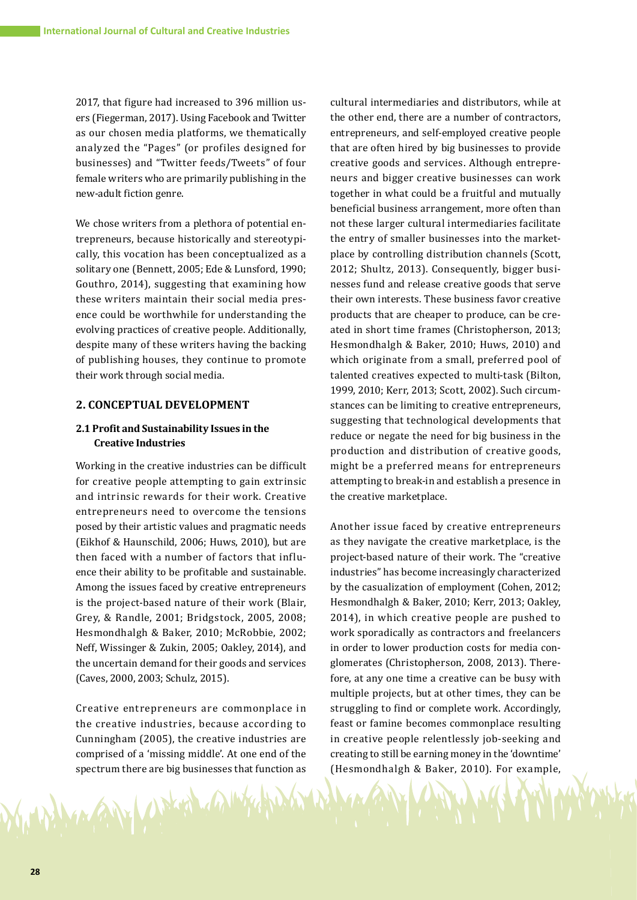2017, that figure had increased to 396 million users (Fiegerman, 2017). Using Facebook and Twitter as our chosen media platforms, we thematically analyzed the "Pages" (or profiles designed for businesses) and "Twitter feeds/Tweets" of four female writers who are primarily publishing in the new-adult fiction genre.

We chose writers from a plethora of potential entrepreneurs, because historically and stereotypically, this vocation has been conceptualized as a solitary one (Bennett, 2005; Ede & Lunsford, 1990; Gouthro, 2014), suggesting that examining how these writers maintain their social media presence could be worthwhile for understanding the evolving practices of creative people. Additionally, despite many of these writers having the backing of publishing houses, they continue to promote their work through social media.

## 2. CONCEPTUAL DEVELOPMENT

### 2.1 Profit and Sustainability Issues in the Creative Industries

Working in the creative industries can be difficult for creative people attempting to gain extrinsic and intrinsic rewards for their work. Creative entrepreneurs need to overcome the tensions posed by their artistic values and pragmatic needs (Eikhof & Haunschild, 2006; Huws, 2010), but are then faced with a number of factors that influence their ability to be profitable and sustainable. Among the issues faced by creative entrepreneurs is the project-based nature of their work (Blair, Grey, & Randle, 2001; Bridgstock, 2005, 2008; Hesmondhalgh & Baker, 2010; McRobbie, 2002; Neff, Wissinger & Zukin, 2005; Oakley, 2014), and the uncertain demand for their goods and services (Caves, 2000, 2003; Schulz, 2015).

Creative entrepreneurs are commonplace in the creative industries, because according to Cunningham (2005), the creative industries are comprised of a 'missing middle'. At one end of the spectrum there are big businesses that function as cultural intermediaries and distributors, while at the other end, there are a number of contractors, entrepreneurs, and self-employed creative people that are often hired by big businesses to provide creative goods and services. Although entrepreneurs and bigger creative businesses can work together in what could be a fruitful and mutually beneficial business arrangement, more often than not these larger cultural intermediaries facilitate the entry of smaller businesses into the marketplace by controlling distribution channels (Scott, 2012; Shultz, 2013). Consequently, bigger businesses fund and release creative goods that serve their own interests. These business favor creative products that are cheaper to produce, can be created in short time frames (Christopherson, 2013; Hesmondhalgh & Baker, 2010; Huws, 2010) and which originate from a small, preferred pool of talented creatives expected to multi-task (Bilton, 1999, 2010; Kerr, 2013; Scott, 2002). Such circumstances can be limiting to creative entrepreneurs, suggesting that technological developments that reduce or negate the need for big business in the production and distribution of creative goods, might be a preferred means for entrepreneurs attempting to break-in and establish a presence in the creative marketplace.

Another issue faced by creative entrepreneurs as they navigate the creative marketplace, is the project-based nature of their work. The "creative industries" has become increasingly characterized by the casualization of employment (Cohen, 2012; Hesmondhalgh & Baker, 2010; Kerr, 2013; Oakley, 2014), in which creative people are pushed to work sporadically as contractors and freelancers in order to lower production costs for media conglomerates (Christopherson, 2008, 2013). Therefore, at any one time a creative can be busy with multiple projects, but at other times, they can be struggling to find or complete work. Accordingly, feast or famine becomes commonplace resulting in creative people relentlessly job-seeking and creating to still be earning money in the 'downtime' (Hesmondhalgh & Baker, 2010). For example,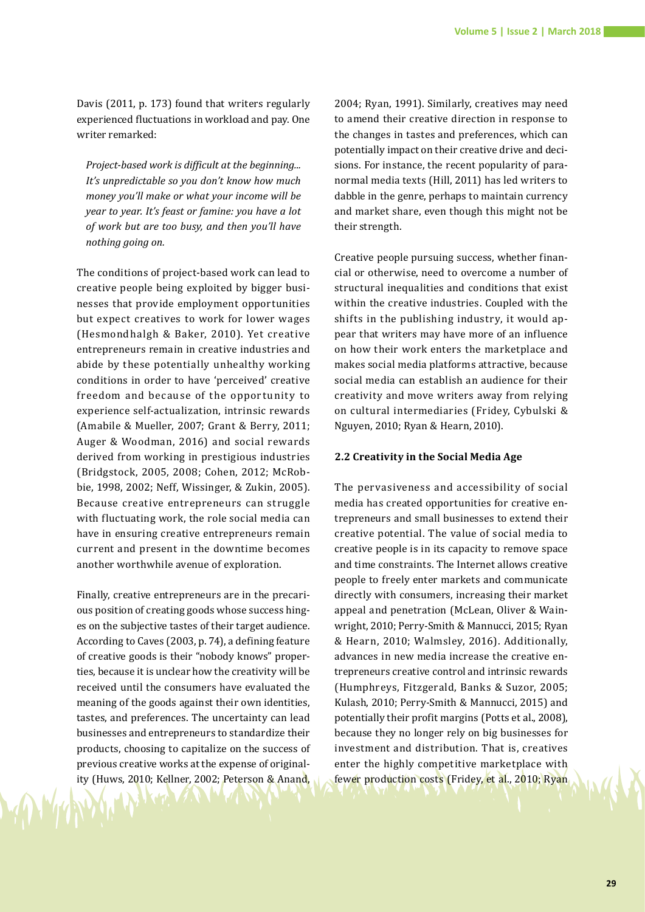Davis (2011, p. 173) found that writers regularly experienced fluctuations in workload and pay. One writer remarked:

> *Project-based work is difficult at the beginning... It's unpredictable so you don't know how much money you'll make or what your income will be year to year. It's feast or famine: you have a lot of work but are too busy, and then you'll have nothing going on.*

The conditions of project-based work can lead to creative people being exploited by bigger businesses that provide employment opportunities but expect creatives to work for lower wages (Hesmondhalgh & Baker, 2010). Yet creative entrepreneurs remain in creative industries and abide by these potentially unhealthy working conditions in order to have 'perceived' creative freedom and because of the opportunity to experience self-actualization, intrinsic rewards (Amabile & Mueller, 2007; Grant & Berry, 2011; Auger & Woodman, 2016) and social rewards derived from working in prestigious industries (Bridgstock, 2005, 2008; Cohen, 2012; McRobbie, 1998, 2002; Neff, Wissinger, & Zukin, 2005). Because creative entrepreneurs can struggle with fluctuating work, the role social media can have in ensuring creative entrepreneurs remain current and present in the downtime becomes another worthwhile avenue of exploration.

Finally, creative entrepreneurs are in the precarious position of creating goods whose success hinges on the subjective tastes of their target audience. According to Caves (2003, p. 74), a defining feature of creative goods is their "nobody knows" properties, because it is unclear how the creativity will be received until the consumers have evaluated the meaning of the goods against their own identities, tastes, and preferences. The uncertainty can lead businesses and entrepreneurs to standardize their products, choosing to capitalize on the success of previous creative works at the expense of originality (Huws, 2010; Kellner, 2002; Peterson & Anand, 2004; Ryan, 1991). Similarly, creatives may need to amend their creative direction in response to the changes in tastes and preferences, which can potentially impact on their creative drive and decisions. For instance, the recent popularity of paranormal media texts (Hill, 2011) has led writers to dabble in the genre, perhaps to maintain currency and market share, even though this might not be their strength.

Creative people pursuing success, whether financial or otherwise, need to overcome a number of structural inequalities and conditions that exist within the creative industries. Coupled with the shifts in the publishing industry, it would appear that writers may have more of an influence on how their work enters the marketplace and makes social media platforms attractive, because social media can establish an audience for their creativity and move writers away from relying on cultural intermediaries (Fridey, Cybulski & Nguyen, 2010; Ryan & Hearn, 2010).

### 2.2 Creativity in the Social Media Age

The pervasiveness and accessibility of social media has created opportunities for creative entrepreneurs and small businesses to extend their creative potential. The value of social media to creative people is in its capacity to remove space and time constraints. The Internet allows creative people to freely enter markets and communicate directly with consumers, increasing their market appeal and penetration (McLean, Oliver & Wainwright, 2010; Perry-Smith & Mannucci, 2015; Ryan & Hearn, 2010; Walmsley, 2016). Additionally, advances in new media increase the creative entrepreneurs creative control and intrinsic rewards (Humphreys, Fitzgerald, Banks & Suzor, 2005; Kulash, 2010; Perry-Smith & Mannucci, 2015) and potentially their profit margins (Potts et al., 2008), because they no longer rely on big businesses for investment and distribution. That is, creatives enter the highly competitive marketplace with fewer production costs (Fridey, et al., 2010; Ryan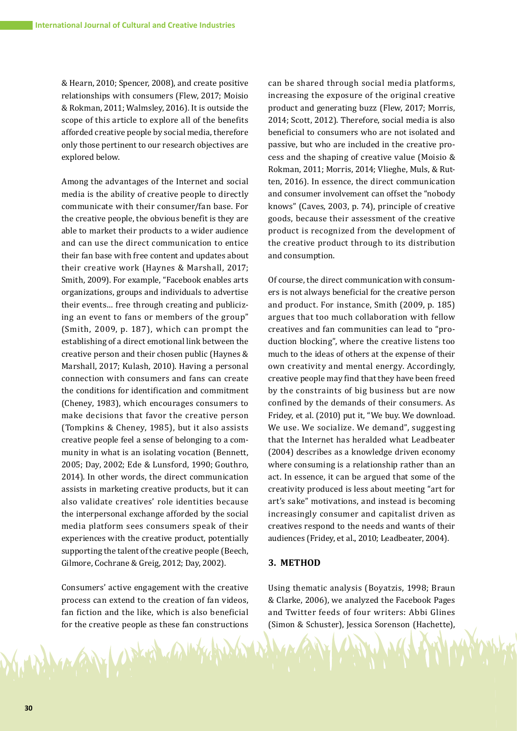& Hearn, 2010; Spencer, 2008), and create positive relationships with consumers (Flew, 2017; Moisio & Rokman, 2011; Walmsley, 2016). It is outside the scope of this article to explore all of the benefits afforded creative people by social media, therefore only those pertinent to our research objectives are explored below.

Among the advantages of the Internet and social media is the ability of creative people to directly communicate with their consumer/fan base. For the creative people, the obvious benefit is they are able to market their products to a wider audience and can use the direct communication to entice their fan base with free content and updates about their creative work (Haynes & Marshall, 2017; Smith, 2009). For example, "Facebook enables arts organizations, groups and individuals to advertise their events… free through creating and publicizing an event to fans or members of the group" (Smith, 2009, p. 187), which can prompt the establishing of a direct emotional link between the creative person and their chosen public (Haynes & Marshall, 2017; Kulash, 2010). Having a personal connection with consumers and fans can create the conditions for identification and commitment (Cheney, 1983), which encourages consumers to make decisions that favor the creative person (Tompkins & Cheney, 1985), but it also assists creative people feel a sense of belonging to a community in what is an isolating vocation (Bennett, 2005; Day, 2002; Ede & Lunsford, 1990; Gouthro, 2014). In other words, the direct communication assists in marketing creative products, but it can also validate creatives' role identities because the interpersonal exchange afforded by the social media platform sees consumers speak of their experiences with the creative product, potentially supporting the talent of the creative people (Beech, Gilmore, Cochrane & Greig, 2012; Day, 2002).

Consumers' active engagement with the creative process can extend to the creation of fan videos, fan fiction and the like, which is also beneficial for the creative people as these fan constructions can be shared through social media platforms, increasing the exposure of the original creative product and generating buzz (Flew, 2017; Morris, 2014; Scott, 2012). Therefore, social media is also beneficial to consumers who are not isolated and passive, but who are included in the creative process and the shaping of creative value (Moisio & Rokman, 2011; Morris, 2014; Vlieghe, Muls, & Rutten, 2016). In essence, the direct communication and consumer involvement can offset the "nobody knows" (Caves, 2003, p. 74), principle of creative goods, because their assessment of the creative product is recognized from the development of the creative product through to its distribution and consumption.

Of course, the direct communication with consumers is not always beneficial for the creative person and product. For instance, Smith (2009, p. 185) argues that too much collaboration with fellow creatives and fan communities can lead to "production blocking", where the creative listens too much to the ideas of others at the expense of their own creativity and mental energy. Accordingly, creative people may find that they have been freed by the constraints of big business but are now confined by the demands of their consumers. As Fridey, et al. (2010) put it, "We buy. We download. We use. We socialize. We demand", suggesting that the Internet has heralded what Leadbeater (2004) describes as a knowledge driven economy where consuming is a relationship rather than an act. In essence, it can be argued that some of the creativity produced is less about meeting "art for art's sake" motivations, and instead is becoming increasingly consumer and capitalist driven as creatives respond to the needs and wants of their audiences (Fridey, et al., 2010; Leadbeater, 2004).

## 3. METHOD

Using thematic analysis (Boyatzis, 1998; Braun & Clarke, 2006), we analyzed the Facebook Pages and Twitter feeds of four writers: Abbi Glines (Simon & Schuster), Jessica Sorenson (Hachette),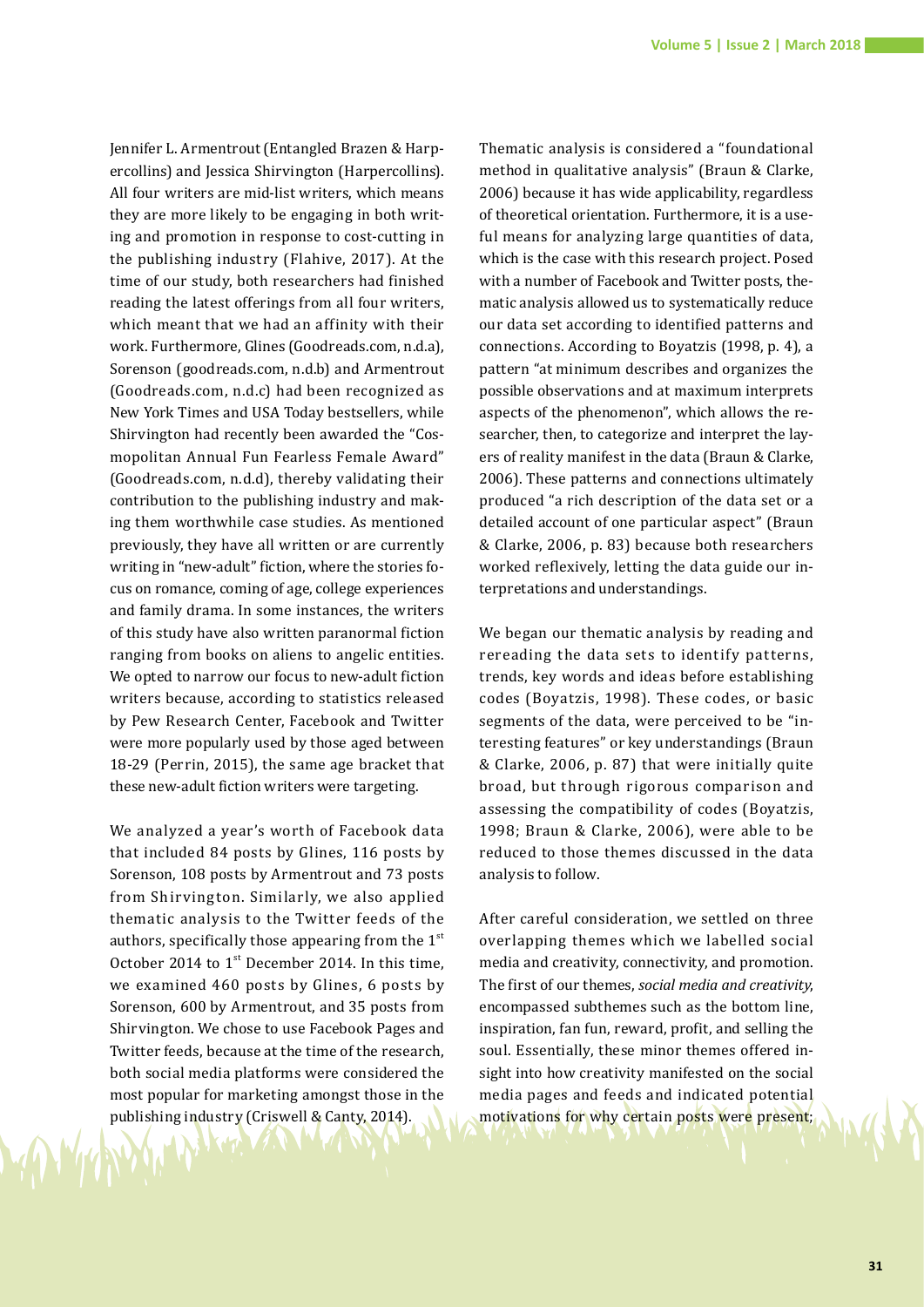Jennifer L. Armentrout (Entangled Brazen & Harpercollins) and Jessica Shirvington (Harpercollins). All four writers are mid-list writers, which means they are more likely to be engaging in both writing and promotion in response to cost-cutting in the publishing industry (Flahive, 2017). At the time of our study, both researchers had finished reading the latest offerings from all four writers, which meant that we had an affinity with their work. Furthermore, Glines (Goodreads.com, n.d.a), Sorenson (goodreads.com, n.d.b) and Armentrout (Goodreads.com, n.d.c) had been recognized as New York Times and USA Today bestsellers, while Shirvington had recently been awarded the "Cosmopolitan Annual Fun Fearless Female Award" (Goodreads.com, n.d.d), thereby validating their contribution to the publishing industry and making them worthwhile case studies. As mentioned previously, they have all written or are currently writing in "new-adult" fiction, where the stories focus on romance, coming of age, college experiences and family drama. In some instances, the writers of this study have also written paranormal fiction ranging from books on aliens to angelic entities. We opted to narrow our focus to new-adult fiction writers because, according to statistics released by Pew Research Center, Facebook and Twitter were more popularly used by those aged between 18-29 (Perrin, 2015), the same age bracket that these new-adult fiction writers were targeting.

We analyzed a year's worth of Facebook data that included 84 posts by Glines, 116 posts by Sorenson, 108 posts by Armentrout and 73 posts from Shirvington. Similarly, we also applied thematic analysis to the Twitter feeds of the authors, specifically those appearing from the 1st October 2014 to 1st December 2014. In this time, we examined 460 posts by Glines, 6 posts by Sorenson, 600 by Armentrout, and 35 posts from Shirvington. We chose to use Facebook Pages and Twitter feeds, because at the time of the research, both social media platforms were considered the most popular for marketing amongst those in the publishing industry (Criswell & Canty, 2014).

Thematic analysis is considered a "foundational method in qualitative analysis" (Braun & Clarke, 2006) because it has wide applicability, regardless of theoretical orientation. Furthermore, it is a useful means for analyzing large quantities of data, which is the case with this research project. Posed with a number of Facebook and Twitter posts, thematic analysis allowed us to systematically reduce our data set according to identified patterns and connections. According to Boyatzis (1998, p. 4), a pattern "at minimum describes and organizes the possible observations and at maximum interprets aspects of the phenomenon", which allows the researcher, then, to categorize and interpret the layers of reality manifest in the data (Braun & Clarke, 2006). These patterns and connections ultimately produced "a rich description of the data set or a detailed account of one particular aspect" (Braun & Clarke, 2006, p. 83) because both researchers worked reflexively, letting the data guide our interpretations and understandings.

We began our thematic analysis by reading and rereading the data sets to identify patterns, trends, key words and ideas before establishing codes (Boyatzis, 1998). These codes, or basic segments of the data, were perceived to be "interesting features" or key understandings (Braun & Clarke, 2006, p. 87) that were initially quite broad, but through rigorous comparison and assessing the compatibility of codes (Boyatzis, 1998; Braun & Clarke, 2006), were able to be reduced to those themes discussed in the data analysis to follow.

After careful consideration, we settled on three overlapping themes which we labelled social media and creativity, connectivity, and promotion. The first of our themes, *social media and creativity*, encompassed subthemes such as the bottom line, inspiration, fan fun, reward, profit, and selling the soul. Essentially, these minor themes offered insight into how creativity manifested on the social media pages and feeds and indicated potential motivations for why certain posts were present;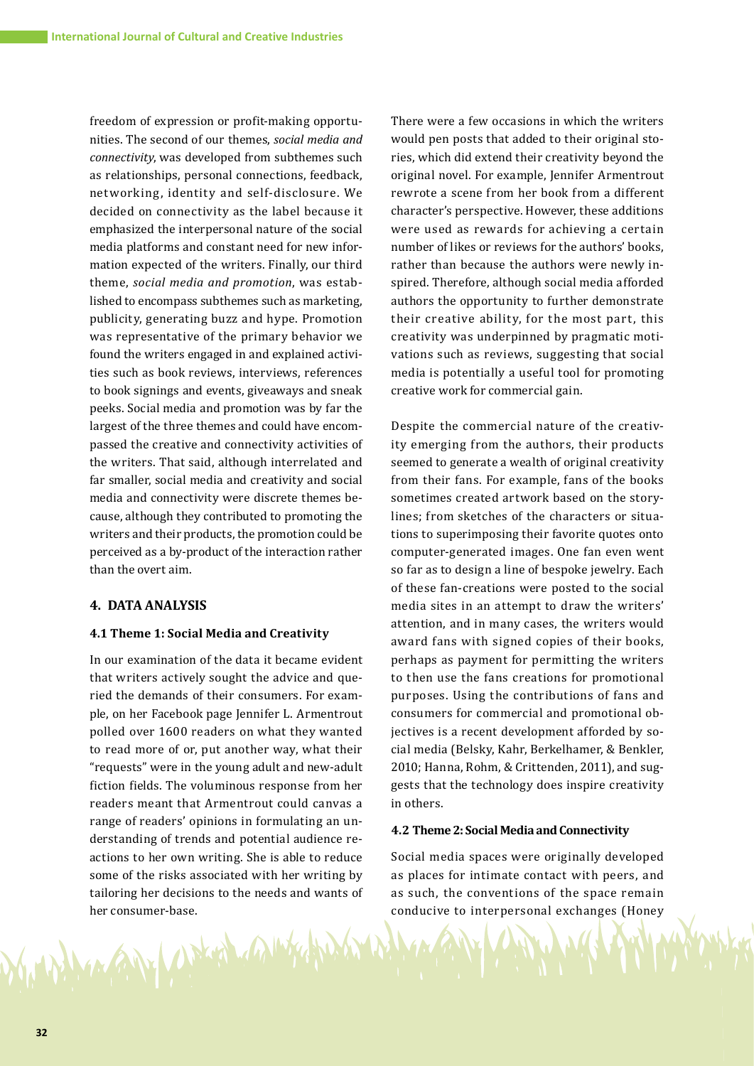freedom of expression or profit-making opportunities. The second of our themes, *social media and connectivity*, was developed from subthemes such as relationships, personal connections, feedback, networking, identity and self-disclosure. We decided on connectivity as the label because it emphasized the interpersonal nature of the social media platforms and constant need for new information expected of the writers. Finally, our third theme, *social media and promotion*, was established to encompass subthemes such as marketing, publicity, generating buzz and hype. Promotion was representative of the primary behavior we found the writers engaged in and explained activities such as book reviews, interviews, references to book signings and events, giveaways and sneak peeks. Social media and promotion was by far the largest of the three themes and could have encompassed the creative and connectivity activities of the writers. That said, although interrelated and far smaller, social media and creativity and social media and connectivity were discrete themes because, although they contributed to promoting the writers and their products, the promotion could be perceived as a by-product of the interaction rather than the overt aim.

## 4. DATA ANALYSIS

### 4.1 Theme 1: Social Media and Creativity

In our examination of the data it became evident that writers actively sought the advice and queried the demands of their consumers. For example, on her Facebook page Jennifer L. Armentrout polled over 1600 readers on what they wanted to read more of or, put another way, what their "requests" were in the young adult and new-adult fiction fields. The voluminous response from her readers meant that Armentrout could canvas a range of readers' opinions in formulating an understanding of trends and potential audience reactions to her own writing. She is able to reduce some of the risks associated with her writing by tailoring her decisions to the needs and wants of her consumer-base.

There were a few occasions in which the writers would pen posts that added to their original stories, which did extend their creativity beyond the original novel. For example, Jennifer Armentrout rewrote a scene from her book from a different character's perspective. However, these additions were used as rewards for achieving a certain number of likes or reviews for the authors' books, rather than because the authors were newly inspired. Therefore, although social media afforded authors the opportunity to further demonstrate their creative ability, for the most part, this creativity was underpinned by pragmatic motivations such as reviews, suggesting that social media is potentially a useful tool for promoting creative work for commercial gain.

Despite the commercial nature of the creativity emerging from the authors, their products seemed to generate a wealth of original creativity from their fans. For example, fans of the books sometimes created artwork based on the storylines; from sketches of the characters or situations to superimposing their favorite quotes onto computer-generated images. One fan even went so far as to design a line of bespoke jewelry. Each of these fan-creations were posted to the social media sites in an attempt to draw the writers' attention, and in many cases, the writers would award fans with signed copies of their books, perhaps as payment for permitting the writers to then use the fans creations for promotional purposes. Using the contributions of fans and consumers for commercial and promotional objectives is a recent development afforded by social media (Belsky, Kahr, Berkelhamer, & Benkler, 2010; Hanna, Rohm, & Crittenden, 2011), and suggests that the technology does inspire creativity in others.

### 4.2 Theme 2: Social Media and Connectivity

Social media spaces were originally developed as places for intimate contact with peers, and as such, the conventions of the space remain conducive to interpersonal exchanges (Honey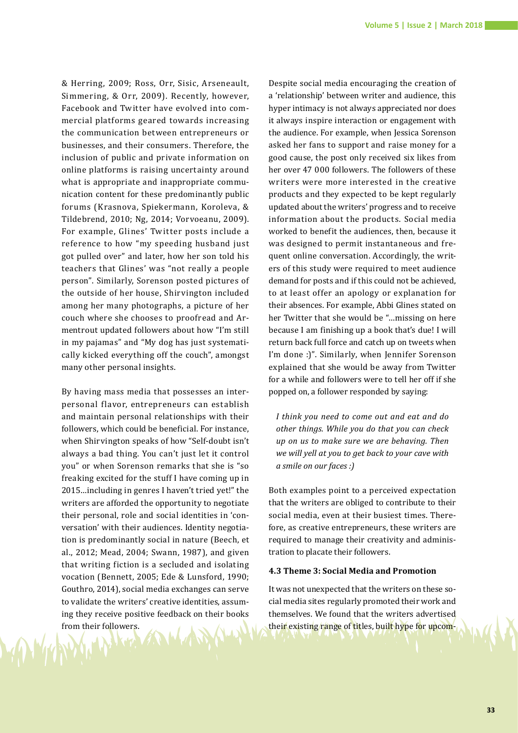& Herring, 2009; Ross, Orr, Sisic, Arseneault, Simmering, & Orr, 2009). Recently, however, Facebook and Twitter have evolved into commercial platforms geared towards increasing the communication between entrepreneurs or businesses, and their consumers. Therefore, the inclusion of public and private information on online platforms is raising uncertainty around what is appropriate and inappropriate communication content for these predominantly public forums (Krasnova, Spiekermann, Koroleva, & Tildebrend, 2010; Ng, 2014; Vorvoeanu, 2009). For example, Glines' Twitter posts include a reference to how "my speeding husband just got pulled over" and later, how her son told his teachers that Glines' was "not really a people person". Similarly, Sorenson posted pictures of the outside of her house, Shirvington included among her many photographs, a picture of her couch where she chooses to proofread and Armentrout updated followers about how "I'm still in my pajamas" and "My dog has just systematically kicked everything off the couch", amongst many other personal insights.

By having mass media that possesses an interpersonal flavor, entrepreneurs can establish and maintain personal relationships with their followers, which could be beneficial. For instance, when Shirvington speaks of how "Self-doubt isn't always a bad thing. You can't just let it control you" or when Sorenson remarks that she is "so freaking excited for the stuff I have coming up in 2015…including in genres I haven't tried yet!" the writers are afforded the opportunity to negotiate their personal, role and social identities in 'conversation' with their audiences. Identity negotiation is predominantly social in nature (Beech, et al., 2012; Mead, 2004; Swann, 1987), and given that writing fiction is a secluded and isolating vocation (Bennett, 2005; Ede & Lunsford, 1990; Gouthro, 2014), social media exchanges can serve to validate the writers' creative identities, assuming they receive positive feedback on their books from their followers.

Despite social media encouraging the creation of a 'relationship' between writer and audience, this hyper intimacy is not always appreciated nor does it always inspire interaction or engagement with the audience. For example, when Jessica Sorenson asked her fans to support and raise money for a good cause, the post only received six likes from her over 47 000 followers. The followers of these writers were more interested in the creative products and they expected to be kept regularly updated about the writers' progress and to receive information about the products. Social media worked to benefit the audiences, then, because it was designed to permit instantaneous and frequent online conversation. Accordingly, the writers of this study were required to meet audience demand for posts and if this could not be achieved, to at least offer an apology or explanation for their absences. For example, Abbi Glines stated on her Twitter that she would be "…missing on here because I am finishing up a book that's due! I will return back full force and catch up on tweets when I'm done :)". Similarly, when Jennifer Sorenson explained that she would be away from Twitter for a while and followers were to tell her off if she popped on, a follower responded by saying:

> *I think you need to come out and eat and do other things. While you do that you can check up on us to make sure we are behaving. Then we will yell at you to get back to your cave with a smile on our faces :)*

Both examples point to a perceived expectation that the writers are obliged to contribute to their social media, even at their busiest times. Therefore, as creative entrepreneurs, these writers are required to manage their creativity and administration to placate their followers.

### 4.3 Theme 3: Social Media and Promotion

It was not unexpected that the writers on these social media sites regularly promoted their work and themselves. We found that the writers advertised their existing range of titles, built hype for upcom-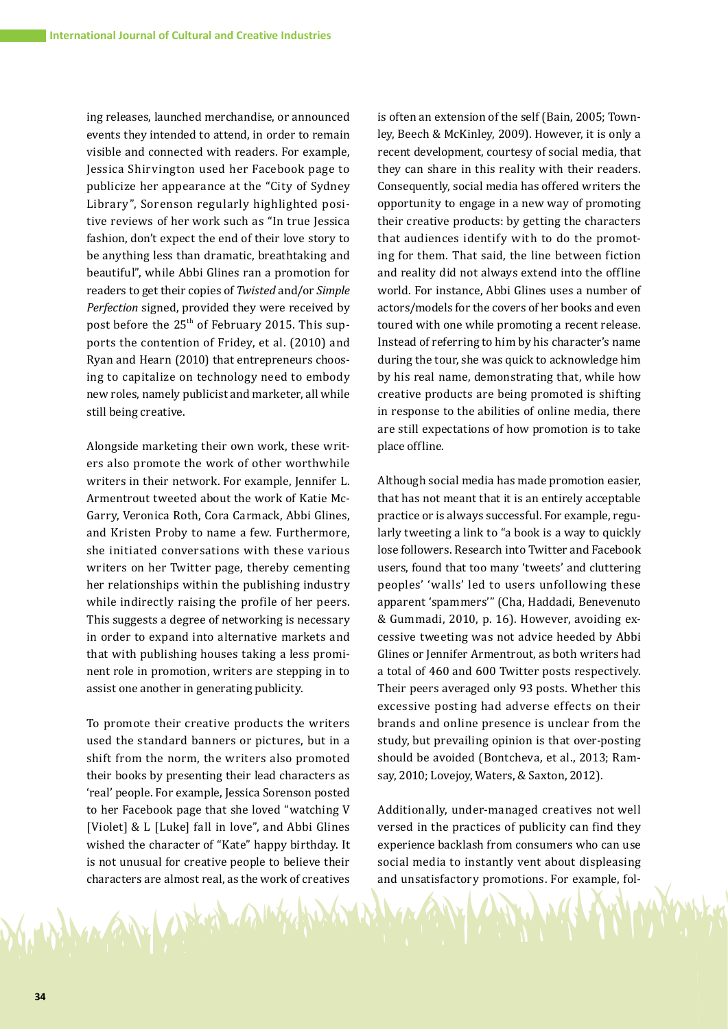ing releases, launched merchandise, or announced events they intended to attend, in order to remain visible and connected with readers. For example, Jessica Shirvington used her Facebook page to publicize her appearance at the "City of Sydney Library", Sorenson regularly highlighted positive reviews of her work such as "In true Jessica fashion, don't expect the end of their love story to be anything less than dramatic, breathtaking and beautiful", while Abbi Glines ran a promotion for readers to get their copies of *Twisted* and/or *Simple Perfection* signed, provided they were received by post before the 25th of February 2015. This supports the contention of Fridey, et al. (2010) and Ryan and Hearn (2010) that entrepreneurs choosing to capitalize on technology need to embody new roles, namely publicist and marketer, all while still being creative.

Alongside marketing their own work, these writers also promote the work of other worthwhile writers in their network. For example, Jennifer L. Armentrout tweeted about the work of Katie McGarry, Veronica Roth, Cora Carmack, Abbi Glines, and Kristen Proby to name a few. Furthermore, she initiated conversations with these various writers on her Twitter page, thereby cementing her relationships within the publishing industry while indirectly raising the profile of her peers. This suggests a degree of networking is necessary in order to expand into alternative markets and that with publishing houses taking a less prominent role in promotion, writers are stepping in to assist one another in generating publicity.

To promote their creative products the writers used the standard banners or pictures, but in a shift from the norm, the writers also promoted their books by presenting their lead characters as 'real' people. For example, Jessica Sorenson posted to her Facebook page that she loved "watching V [Violet] & L [Luke] fall in love", and Abbi Glines wished the character of "Kate" happy birthday. It is not unusual for creative people to believe their characters are almost real, as the work of creatives is often an extension of the self (Bain, 2005; Townley, Beech & McKinley, 2009). However, it is only a recent development, courtesy of social media, that they can share in this reality with their readers. Consequently, social media has offered writers the opportunity to engage in a new way of promoting their creative products: by getting the characters that audiences identify with to do the promoting for them. That said, the line between fiction and reality did not always extend into the offline world. For instance, Abbi Glines uses a number of actors/models for the covers of her books and even toured with one while promoting a recent release. Instead of referring to him by his character's name during the tour, she was quick to acknowledge him by his real name, demonstrating that, while how creative products are being promoted is shifting in response to the abilities of online media, there are still expectations of how promotion is to take place offline.

Although social media has made promotion easier, that has not meant that it is an entirely acceptable practice or is always successful. For example, regularly tweeting a link to "a book is a way to quickly lose followers. Research into Twitter and Facebook users, found that too many 'tweets' and cluttering peoples' 'walls' led to users unfollowing these apparent 'spammers'" (Cha, Haddadi, Benevenuto & Gummadi, 2010, p. 16). However, avoiding excessive tweeting was not advice heeded by Abbi Glines or Jennifer Armentrout, as both writers had a total of 460 and 600 Twitter posts respectively. Their peers averaged only 93 posts. Whether this excessive posting had adverse effects on their brands and online presence is unclear from the study, but prevailing opinion is that over-posting should be avoided (Bontcheva, et al., 2013; Ramsay, 2010; Lovejoy, Waters, & Saxton, 2012).

Additionally, under-managed creatives not well versed in the practices of publicity can find they experience backlash from consumers who can use social media to instantly vent about displeasing and unsatisfactory promotions. For example, fol-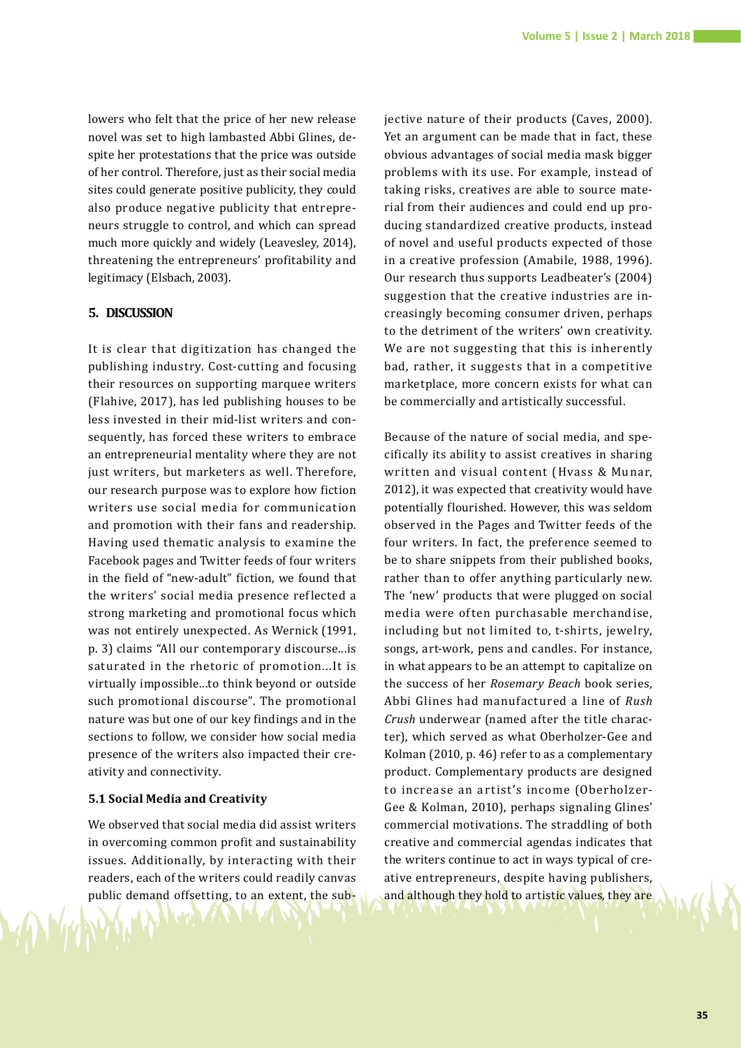lowers who felt that the price of her new release novel was set to high lambasted Abbi Glines, despite her protestations that the price was outside of her control. Therefore, just as their social media sites could generate positive publicity, they could also produce negative publicity that entrepreneurs struggle to control, and which can spread much more quickly and widely (Leavesley, 2014), threatening the entrepreneurs' profitability and legitimacy (Elsbach, 2003).

## 5. DISCUSSION

It is clear that digitization has changed the publishing industry. Cost-cutting and focusing their resources on supporting marquee writers (Flahive, 2017), has led publishing houses to be less invested in their mid-list writers and consequently, has forced these writers to embrace an entrepreneurial mentality where they are not just writers, but marketers as well. Therefore, our research purpose was to explore how fiction writers use social media for communication and promotion with their fans and readership. Having used thematic analysis to examine the Facebook pages and Twitter feeds of four writers in the field of "new-adult" fiction, we found that the writers' social media presence reflected a strong marketing and promotional focus which was not entirely unexpected. As Wernick (1991, p. 3) claims "All our contemporary discourse…is saturated in the rhetoric of promotion…It is virtually impossible…to think beyond or outside such promotional discourse". The promotional nature was but one of our key findings and in the sections to follow, we consider how social media presence of the writers also impacted their creativity and connectivity.

### 5.1 Social Media and Creativity

We observed that social media did assist writers in overcoming common profit and sustainability issues. Additionally, by interacting with their readers, each of the writers could readily canvas public demand offsetting, to an extent, the subjective nature of their products (Caves, 2000). Yet an argument can be made that in fact, these obvious advantages of social media mask bigger problems with its use. For example, instead of taking risks, creatives are able to source material from their audiences and could end up producing standardized creative products, instead of novel and useful products expected of those in a creative profession (Amabile, 1988, 1996). Our research thus supports Leadbeater's (2004) suggestion that the creative industries are increasingly becoming consumer driven, perhaps to the detriment of the writers' own creativity. We are not suggesting that this is inherently bad, rather, it suggests that in a competitive marketplace, more concern exists for what can be commercially and artistically successful.

Because of the nature of social media, and specifically its ability to assist creatives in sharing written and visual content (Hvass & Munar, 2012), it was expected that creativity would have potentially flourished. However, this was seldom observed in the Pages and Twitter feeds of the four writers. In fact, the preference seemed to be to share snippets from their published books, rather than to offer anything particularly new. The 'new' products that were plugged on social media were often purchasable merchandise, including but not limited to, t-shirts, jewelry, songs, art-work, pens and candles. For instance, in what appears to be an attempt to capitalize on the success of her *Rosemary Beach* book series, Abbi Glines had manufactured a line of *Rush Crush* underwear (named after the title character), which served as what Oberholzer-Gee and Kolman (2010, p. 46) refer to as a complementary product. Complementary products are designed to increase an artist's income (Oberholzer-Gee & Kolman, 2010), perhaps signaling Glines' commercial motivations. The straddling of both creative and commercial agendas indicates that the writers continue to act in ways typical of creative entrepreneurs, despite having publishers, and although they hold to artistic values, they are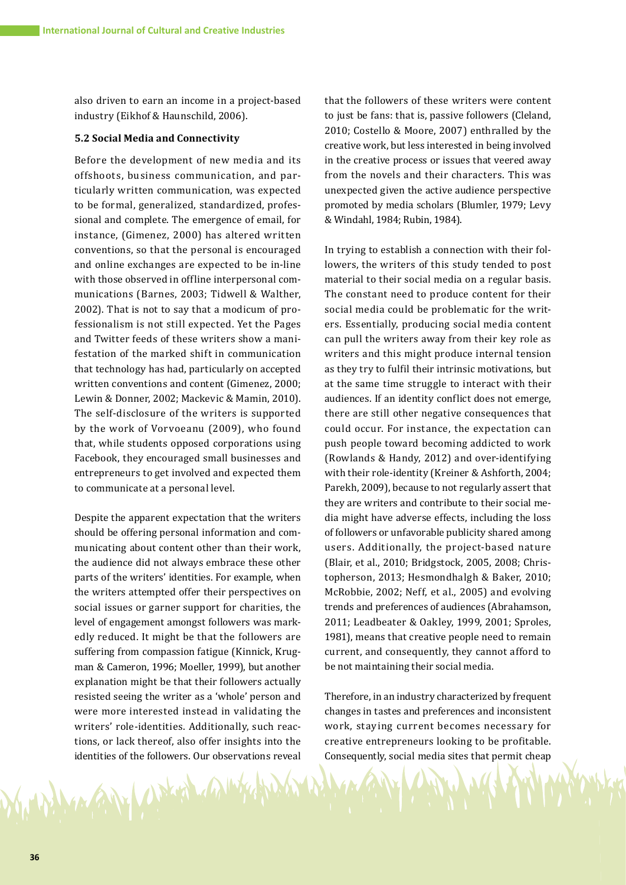also driven to earn an income in a project-based industry (Eikhof & Haunschild, 2006).

### 5.2 Social Media and Connectivity

Before the development of new media and its offshoots, business communication, and particularly written communication, was expected to be formal, generalized, standardized, professional and complete. The emergence of email, for instance, (Gimenez, 2000) has altered written conventions, so that the personal is encouraged and online exchanges are expected to be in-line with those observed in offline interpersonal communications (Barnes, 2003; Tidwell & Walther, 2002). That is not to say that a modicum of professionalism is not still expected. Yet the Pages and Twitter feeds of these writers show a manifestation of the marked shift in communication that technology has had, particularly on accepted written conventions and content (Gimenez, 2000; Lewin & Donner, 2002; Mackevic & Mamin, 2010). The self-disclosure of the writers is supported by the work of Vorvoeanu (2009), who found that, while students opposed corporations using Facebook, they encouraged small businesses and entrepreneurs to get involved and expected them to communicate at a personal level.

Despite the apparent expectation that the writers should be offering personal information and communicating about content other than their work, the audience did not always embrace these other parts of the writers' identities. For example, when the writers attempted offer their perspectives on social issues or garner support for charities, the level of engagement amongst followers was markedly reduced. It might be that the followers are suffering from compassion fatigue (Kinnick, Krugman & Cameron, 1996; Moeller, 1999), but another explanation might be that their followers actually resisted seeing the writer as a 'whole' person and were more interested instead in validating the writers' role-identities. Additionally, such reactions, or lack thereof, also offer insights into the identities of the followers. Our observations reveal that the followers of these writers were content to just be fans: that is, passive followers (Cleland, 2010; Costello & Moore, 2007) enthralled by the creative work, but less interested in being involved in the creative process or issues that veered away from the novels and their characters. This was unexpected given the active audience perspective promoted by media scholars (Blumler, 1979; Levy & Windahl, 1984; Rubin, 1984).

In trying to establish a connection with their followers, the writers of this study tended to post material to their social media on a regular basis. The constant need to produce content for their social media could be problematic for the writers. Essentially, producing social media content can pull the writers away from their key role as writers and this might produce internal tension as they try to fulfil their intrinsic motivations, but at the same time struggle to interact with their audiences. If an identity conflict does not emerge, there are still other negative consequences that could occur. For instance, the expectation can push people toward becoming addicted to work (Rowlands & Handy, 2012) and over-identifying with their role-identity (Kreiner & Ashforth, 2004; Parekh, 2009), because to not regularly assert that they are writers and contribute to their social media might have adverse effects, including the loss of followers or unfavorable publicity shared among users. Additionally, the project-based nature (Blair, et al., 2010; Bridgstock, 2005, 2008; Christopherson, 2013; Hesmondhalgh & Baker, 2010; McRobbie, 2002; Neff, et al., 2005) and evolving trends and preferences of audiences (Abrahamson, 2011; Leadbeater & Oakley, 1999, 2001; Sproles, 1981), means that creative people need to remain current, and consequently, they cannot afford to be not maintaining their social media.

Therefore, in an industry characterized by frequent changes in tastes and preferences and inconsistent work, staying current becomes necessary for creative entrepreneurs looking to be profitable. Consequently, social media sites that permit cheap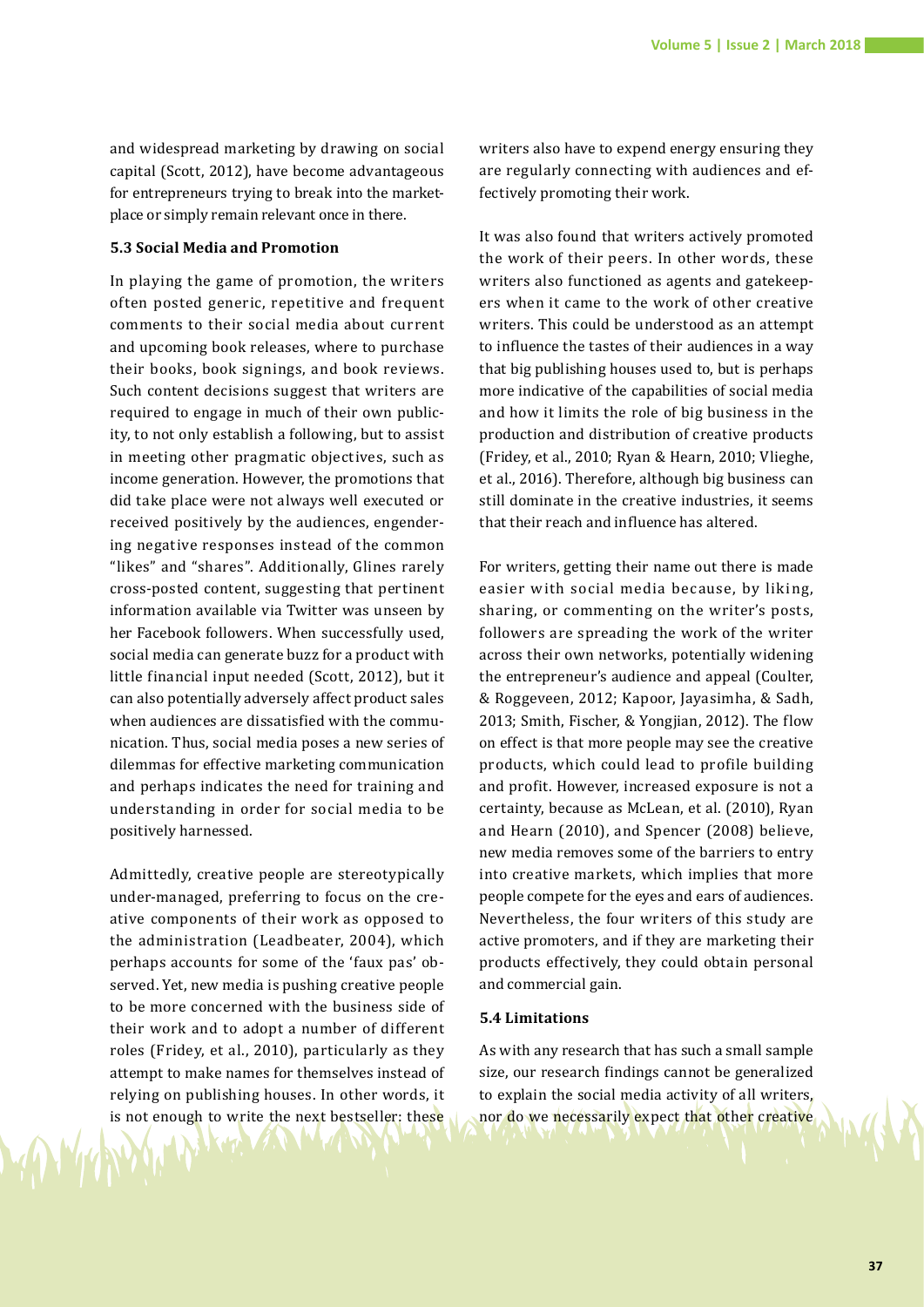and widespread marketing by drawing on social capital (Scott, 2012), have become advantageous for entrepreneurs trying to break into the marketplace or simply remain relevant once in there.

### 5.3 Social Media and Promotion

In playing the game of promotion, the writers often posted generic, repetitive and frequent comments to their social media about current and upcoming book releases, where to purchase their books, book signings, and book reviews. Such content decisions suggest that writers are required to engage in much of their own publicity, to not only establish a following, but to assist in meeting other pragmatic objectives, such as income generation. However, the promotions that did take place were not always well executed or received positively by the audiences, engendering negative responses instead of the common "likes" and "shares". Additionally, Glines rarely cross-posted content, suggesting that pertinent information available via Twitter was unseen by her Facebook followers. When successfully used, social media can generate buzz for a product with little financial input needed (Scott, 2012), but it can also potentially adversely affect product sales when audiences are dissatisfied with the communication. Thus, social media poses a new series of dilemmas for effective marketing communication and perhaps indicates the need for training and understanding in order for social media to be positively harnessed.

Admittedly, creative people are stereotypically under-managed, preferring to focus on the creative components of their work as opposed to the administration (Leadbeater, 2004), which perhaps accounts for some of the 'faux pas' observed. Yet, new media is pushing creative people to be more concerned with the business side of their work and to adopt a number of different roles (Fridey, et al., 2010), particularly as they attempt to make names for themselves instead of relying on publishing houses. In other words, it is not enough to write the next bestseller: these writers also have to expend energy ensuring they are regularly connecting with audiences and effectively promoting their work.

It was also found that writers actively promoted the work of their peers. In other words, these writers also functioned as agents and gatekeepers when it came to the work of other creative writers. This could be understood as an attempt to influence the tastes of their audiences in a way that big publishing houses used to, but is perhaps more indicative of the capabilities of social media and how it limits the role of big business in the production and distribution of creative products (Fridey, et al., 2010; Ryan & Hearn, 2010; Vlieghe, et al., 2016). Therefore, although big business can still dominate in the creative industries, it seems that their reach and influence has altered.

For writers, getting their name out there is made easier with social media because, by liking, sharing, or commenting on the writer's posts, followers are spreading the work of the writer across their own networks, potentially widening the entrepreneur's audience and appeal (Coulter, & Roggeveen, 2012; Kapoor, Jayasimha, & Sadh, 2013; Smith, Fischer, & Yongjian, 2012). The flow on effect is that more people may see the creative products, which could lead to profile building and profit. However, increased exposure is not a certainty, because as McLean, et al. (2010), Ryan and Hearn (2010), and Spencer (2008) believe, new media removes some of the barriers to entry into creative markets, which implies that more people compete for the eyes and ears of audiences. Nevertheless, the four writers of this study are active promoters, and if they are marketing their products effectively, they could obtain personal and commercial gain.

### 5.4 Limitations

As with any research that has such a small sample size, our research findings cannot be generalized to explain the social media activity of all writers, nor do we necessarily expect that other creative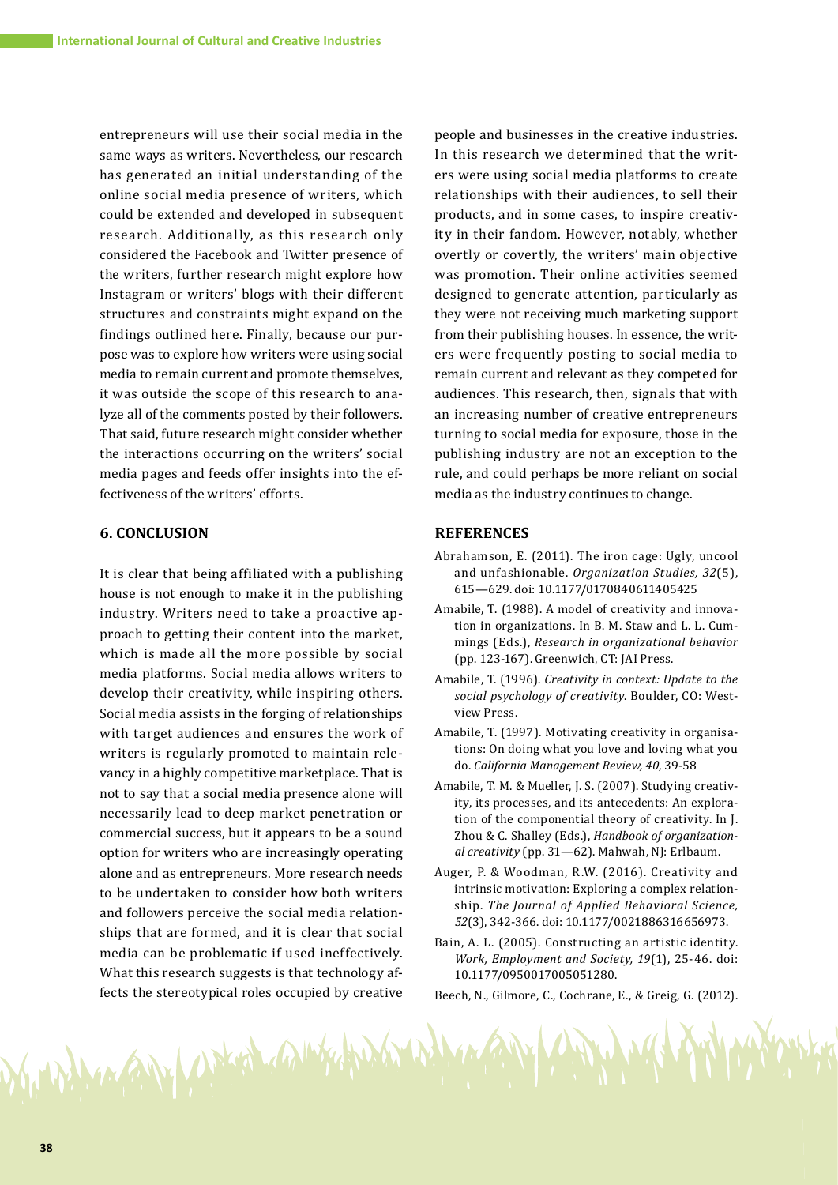entrepreneurs will use their social media in the same ways as writers. Nevertheless, our research has generated an initial understanding of the online social media presence of writers, which could be extended and developed in subsequent research. Additionally, as this research only considered the Facebook and Twitter presence of the writers, further research might explore how Instagram or writers' blogs with their different structures and constraints might expand on the findings outlined here. Finally, because our purpose was to explore how writers were using social media to remain current and promote themselves, it was outside the scope of this research to analyze all of the comments posted by their followers. That said, future research might consider whether the interactions occurring on the writers' social media pages and feeds offer insights into the effectiveness of the writers' efforts.

## 6. CONCLUSION

It is clear that being affiliated with a publishing house is not enough to make it in the publishing industry. Writers need to take a proactive approach to getting their content into the market, which is made all the more possible by social media platforms. Social media allows writers to develop their creativity, while inspiring others. Social media assists in the forging of relationships with target audiences and ensures the work of writers is regularly promoted to maintain relevancy in a highly competitive marketplace. That is not to say that a social media presence alone will necessarily lead to deep market penetration or commercial success, but it appears to be a sound option for writers who are increasingly operating alone and as entrepreneurs. More research needs to be undertaken to consider how both writers and followers perceive the social media relationships that are formed, and it is clear that social media can be problematic if used ineffectively. What this research suggests is that technology affects the stereotypical roles occupied by creative people and businesses in the creative industries. In this research we determined that the writers were using social media platforms to create relationships with their audiences, to sell their products, and in some cases, to inspire creativity in their fandom. However, notably, whether overtly or covertly, the writers' main objective was promotion. Their online activities seemed designed to generate attention, particularly as they were not receiving much marketing support from their publishing houses. In essence, the writers were frequently posting to social media to remain current and relevant as they competed for audiences. This research, then, signals that with an increasing number of creative entrepreneurs turning to social media for exposure, those in the publishing industry are not an exception to the rule, and could perhaps be more reliant on social media as the industry continues to change.

## REFERENCES

Abrahamson, E. (2011). The iron cage: Ugly, uncool and unfashionable. *Organization Studies, 32*(5), 615—629. doi: 10.1177/0170840611405425

Amabile, T. (1988). A model of creativity and innovation in organizations. In B. M. Staw and L. L. Cummings (Eds.), *Research in organizational behavior* (pp. 123-167). Greenwich, CT: JAI Press.

Amabile, T. (1996). *Creativity in context: Update to the social psychology of creativity*. Boulder, CO: Westview Press.

Amabile, T. (1997). Motivating creativity in organisations: On doing what you love and loving what you do. *California Management Review, 40*, 39-58

Amabile, T. M. & Mueller, J. S. (2007). Studying creativity, its processes, and its antecedents: An exploration of the componential theory of creativity. In J. Zhou & C. Shalley (Eds.), *Handbook of organizational creativity* (pp. 31—62). Mahwah, NJ: Erlbaum.

Auger, P. & Woodman, R.W. (2016). Creativity and intrinsic motivation: Exploring a complex relationship. *The Journal of Applied Behavioral Science, 52*(3), 342-366. doi: 10.1177/0021886316656973.

Bain, A. L. (2005). Constructing an artistic identity. *Work, Employment and Society, 19*(1), 25-46. doi: 10.1177/0950017005051280.

Beech, N., Gilmore, C., Cochrane, E., & Greig, G. (2012).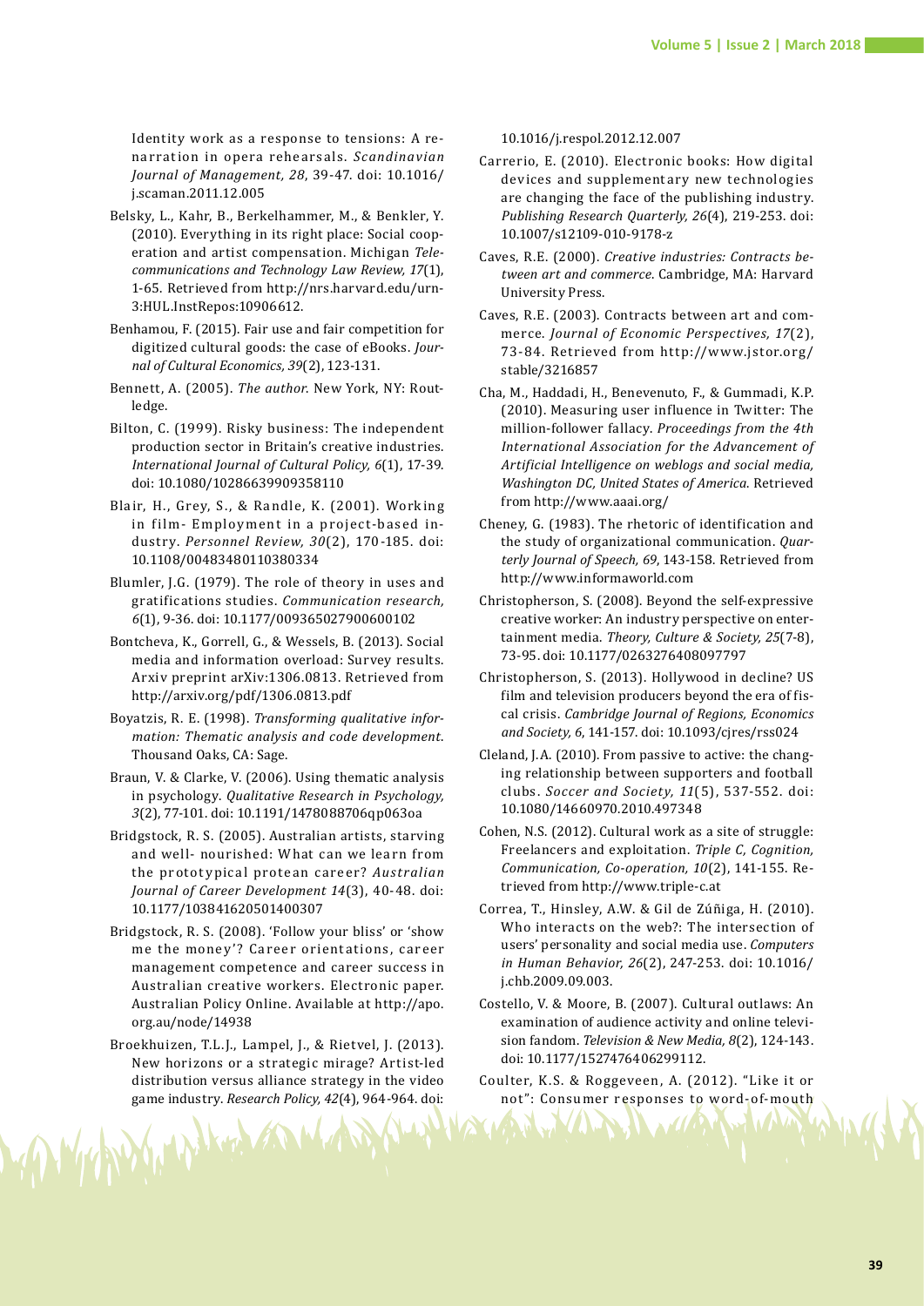Identity work as a response to tensions: A re-narration in opera rehearsals. *Scandinavian Journal of Management, 28*, 39-47. doi: 10.1016/j.scaman.2011.12.005

Belsky, L., Kahr, B., Berkelhammer, M., & Benkler, Y. (2010). Everything in its right place: Social cooperation and artist compensation. Michigan *Telecommunications and Technology Law Review, 17*(1), 1-65. Retrieved from http://nrs.harvard.edu/urn-3:HUL.InstRepos:10906612.

Benhamou, F. (2015). Fair use and fair competition for digitized cultural goods: the case of eBooks. *Journal of Cultural Economics, 39*(2), 123-131.

Bennett, A. (2005). *The author*. New York, NY: Routledge.

Bilton, C. (1999). Risky business: The independent production sector in Britain's creative industries. *International Journal of Cultural Policy, 6*(1), 17-39. doi: 10.1080/10286639909358110

Blair, H., Grey, S., & Randle, K. (2001). Working in film- Employment in a project-based industry. *Personnel Review, 30*(2), 170-185. doi: 10.1108/00483480110380334

Blumler, J.G. (1979). The role of theory in uses and gratifications studies. *Communication research, 6*(1), 9-36. doi: 10.1177/009365027900600102

Bontcheva, K., Gorrell, G., & Wessels, B. (2013). Social media and information overload: Survey results. Arxiv preprint arXiv:1306.0813. Retrieved from http://arxiv.org/pdf/1306.0813.pdf

Boyatzis, R. E. (1998). *Transforming qualitative information: Thematic analysis and code development*. Thousand Oaks, CA: Sage.

Braun, V. & Clarke, V. (2006). Using thematic analysis in psychology. *Qualitative Research in Psychology, 3*(2), 77-101. doi: 10.1191/1478088706qp063oa

Bridgstock, R. S. (2005). Australian artists, starving and well- nourished: What can we learn from the prototypical protean career? *Australian Journal of Career Development 14*(3), 40-48. doi: 10.1177/103841620501400307

Bridgstock, R. S. (2008). 'Follow your bliss' or 'show me the money'? Career orientations, career management competence and career success in Australian creative workers. Electronic paper. Australian Policy Online. Available at http://apo.org.au/node/14938

Broekhuizen, T.L.J., Lampel, J., & Rietvel, J. (2013). New horizons or a strategic mirage? Artist-led distribution versus alliance strategy in the video game industry. *Research Policy, 42*(4), 964-964. doi: 10.1016/j.respol.2012.12.007

Carrerio, E. (2010). Electronic books: How digital devices and supplementary new technologies are changing the face of the publishing industry. *Publishing Research Quarterly, 26*(4), 219-253. doi: 10.1007/s12109-010-9178-z

Caves, R.E. (2000). *Creative industries: Contracts between art and commerce*. Cambridge, MA: Harvard University Press.

Caves, R.E. (2003). Contracts between art and commerce. *Journal of Economic Perspectives, 17*(2), 73-84. Retrieved from http://www.jstor.org/stable/3216857

Cha, M., Haddadi, H., Benevenuto, F., & Gummadi, K.P. (2010). Measuring user influence in Twitter: The million-follower fallacy. *Proceedings from the 4th International Association for the Advancement of Artificial Intelligence on weblogs and social media, Washington DC, United States of America*. Retrieved from http://www.aaai.org/

Cheney, G. (1983). The rhetoric of identification and the study of organizational communication. *Quarterly Journal of Speech, 69*, 143-158. Retrieved from http://www.informaworld.com

Christopherson, S. (2008). Beyond the self-expressive creative worker: An industry perspective on entertainment media. *Theory, Culture & Society, 25*(7-8), 73-95. doi: 10.1177/0263276408097797

Christopherson, S. (2013). Hollywood in decline? US film and television producers beyond the era of fiscal crisis. *Cambridge Journal of Regions, Economics and Society, 6*, 141-157. doi: 10.1093/cjres/rss024

Cleland, J.A. (2010). From passive to active: the changing relationship between supporters and football clubs. *Soccer and Society, 11*(5), 537-552. doi: 10.1080/14660970.2010.497348

Cohen, N.S. (2012). Cultural work as a site of struggle: Freelancers and exploitation. *Triple C, Cognition, Communication, Co-operation, 10*(2), 141-155. Retrieved from http://www.triple-c.at

Correa, T., Hinsley, A.W. & Gil de Zúñiga, H. (2010). Who interacts on the web?: The intersection of users' personality and social media use. *Computers in Human Behavior, 26*(2), 247-253. doi: 10.1016/j.chb.2009.09.003.

Costello, V. & Moore, B. (2007). Cultural outlaws: An examination of audience activity and online television fandom. *Television & New Media, 8*(2), 124-143. doi: 10.1177/1527476406299112.

Coulter, K.S. & Roggeveen, A. (2012). "Like it or not": Consumer responses to word-of-mouth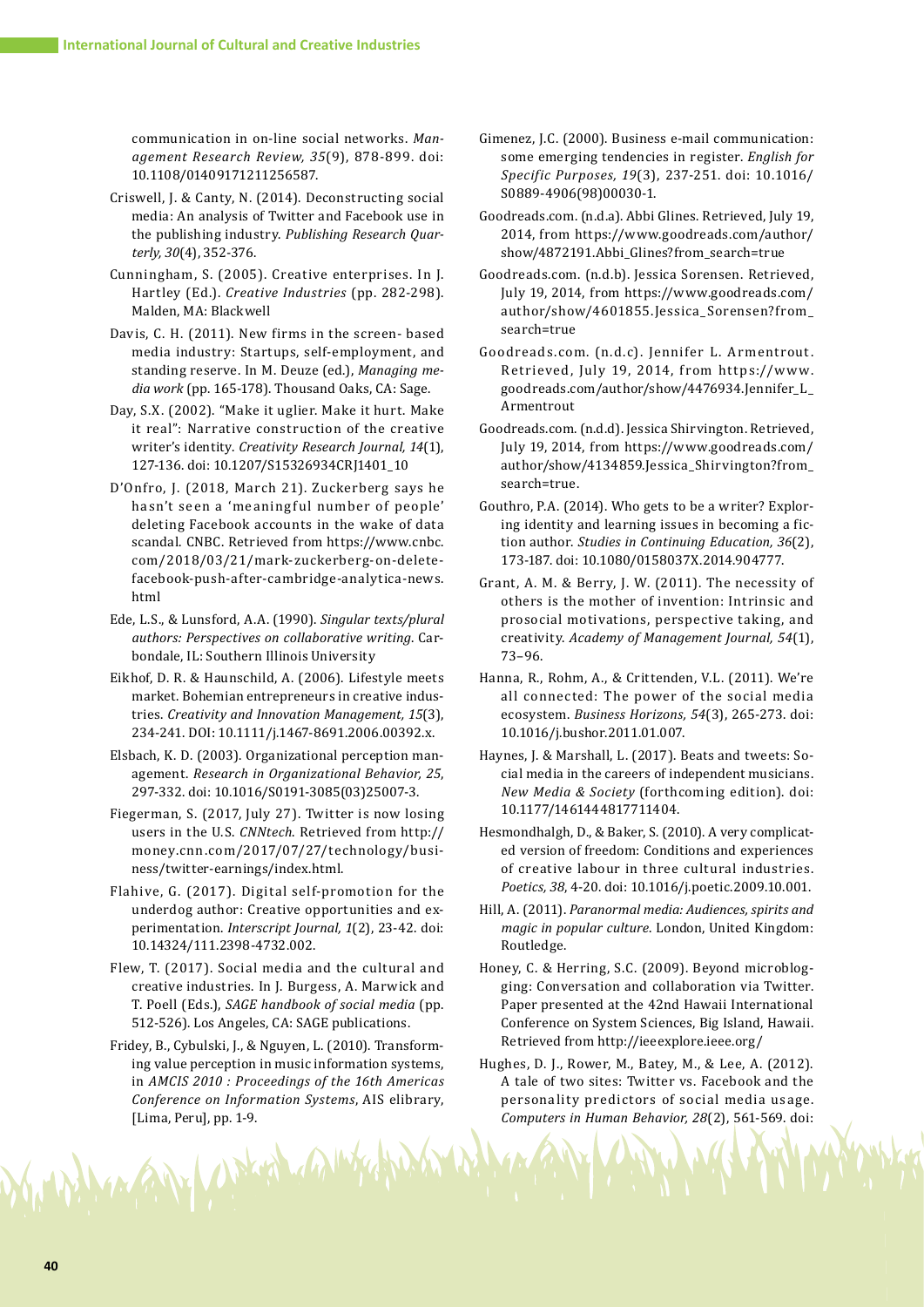communication in on-line social networks. *Management Research Review, 35*(9), 878-899. doi: 10.1108/01409171211256587.

Criswell, J. & Canty, N. (2014). Deconstructing social media: An analysis of Twitter and Facebook use in the publishing industry. *Publishing Research Quarterly, 30*(4), 352-376.

Cunningham, S. (2005). Creative enterprises. In J. Hartley (Ed.). *Creative Industries* (pp. 282-298). Malden, MA: Blackwell

Davis, C. H. (2011). New firms in the screen- based media industry: Startups, self-employment, and standing reserve. In M. Deuze (ed.), *Managing media work* (pp. 165-178). Thousand Oaks, CA: Sage.

Day, S.X. (2002). "Make it uglier. Make it hurt. Make it real": Narrative construction of the creative writer's identity. *Creativity Research Journal, 14*(1), 127-136. doi: 10.1207/S15326934CRJ1401_10

D'Onfro, J. (2018, March 21). Zuckerberg says he hasn't seen a 'meaningful number of people' deleting Facebook accounts in the wake of data scandal. CNBC. Retrieved from https://www.cnbc.com/2018/03/21/mark-zuckerberg-on-delete-facebook-push-after-cambridge-analytica-news.html

Ede, L.S., & Lunsford, A.A. (1990). *Singular texts/plural authors: Perspectives on collaborative writing*. Carbondale, IL: Southern Illinois University

Eikhof, D. R. & Haunschild, A. (2006). Lifestyle meets market. Bohemian entrepreneurs in creative industries. *Creativity and Innovation Management, 15*(3), 234-241. DOI: 10.1111/j.1467-8691.2006.00392.x.

Elsbach, K. D. (2003). Organizational perception management. *Research in Organizational Behavior, 25*, 297-332. doi: 10.1016/S0191-3085(03)25007-3.

Fiegerman, S. (2017, July 27). Twitter is now losing users in the U.S. *CNNtech.* Retrieved from http://money.cnn.com/2017/07/27/technology/business/twitter-earnings/index.html.

Flahive, G. (2017). Digital self-promotion for the underdog author: Creative opportunities and experimentation. *Interscript Journal, 1*(2), 23-42. doi: 10.14324/111.2398-4732.002.

Flew, T. (2017). Social media and the cultural and creative industries. In J. Burgess, A. Marwick and T. Poell (Eds.), *SAGE handbook of social media* (pp. 512-526). Los Angeles, CA: SAGE publications.

Fridey, B., Cybulski, J., & Nguyen, L. (2010). Transforming value perception in music information systems, in *AMCIS 2010 : Proceedings of the 16th Americas Conference on Information Systems*, AIS elibrary, [Lima, Peru], pp. 1-9.

Gimenez, J.C. (2000). Business e-mail communication: some emerging tendencies in register. *English for Specific Purposes, 19*(3), 237-251. doi: 10.1016/S0889-4906(98)00030-1.

Goodreads.com. (n.d.a). Abbi Glines. Retrieved, July 19, 2014, from https://www.goodreads.com/author/show/4872191.Abbi_Glines?from_search=true

Goodreads.com. (n.d.b). Jessica Sorensen. Retrieved, July 19, 2014, from https://www.goodreads.com/author/show/4601855.Jessica_Sorensen?from_search=true

Goodreads.com. (n.d.c). Jennifer L. Armentrout. Retrieved, July 19, 2014, from https://www.goodreads.com/author/show/4476934.Jennifer_L_Armentrout

Goodreads.com. (n.d.d). Jessica Shirvington. Retrieved, July 19, 2014, from https://www.goodreads.com/author/show/4134859.Jessica_Shirvington?from_search=true.

Gouthro, P.A. (2014). Who gets to be a writer? Exploring identity and learning issues in becoming a fiction author. *Studies in Continuing Education, 36*(2), 173-187. doi: 10.1080/0158037X.2014.904777.

Grant, A. M. & Berry, J. W. (2011). The necessity of others is the mother of invention: Intrinsic and prosocial motivations, perspective taking, and creativity. *Academy of Management Journal, 54*(1), 73–96.

Hanna, R., Rohm, A., & Crittenden, V.L. (2011). We're all connected: The power of the social media ecosystem. *Business Horizons, 54*(3), 265-273. doi: 10.1016/j.bushor.2011.01.007.

Haynes, J. & Marshall, L. (2017). Beats and tweets: Social media in the careers of independent musicians. *New Media & Society* (forthcoming edition). doi: 10.1177/1461444817711404.

Hesmondhalgh, D., & Baker, S. (2010). A very complicated version of freedom: Conditions and experiences of creative labour in three cultural industries. *Poetics, 38*, 4-20. doi: 10.1016/j.poetic.2009.10.001.

Hill, A. (2011). *Paranormal media: Audiences, spirits and magic in popular culture*. London, United Kingdom: Routledge.

Honey, C. & Herring, S.C. (2009). Beyond microblogging: Conversation and collaboration via Twitter. Paper presented at the 42nd Hawaii International Conference on System Sciences, Big Island, Hawaii. Retrieved from http://ieeexplore.ieee.org/

Hughes, D. J., Rower, M., Batey, M., & Lee, A. (2012). A tale of two sites: Twitter vs. Facebook and the personality predictors of social media usage. *Computers in Human Behavior, 28*(2), 561-569. doi: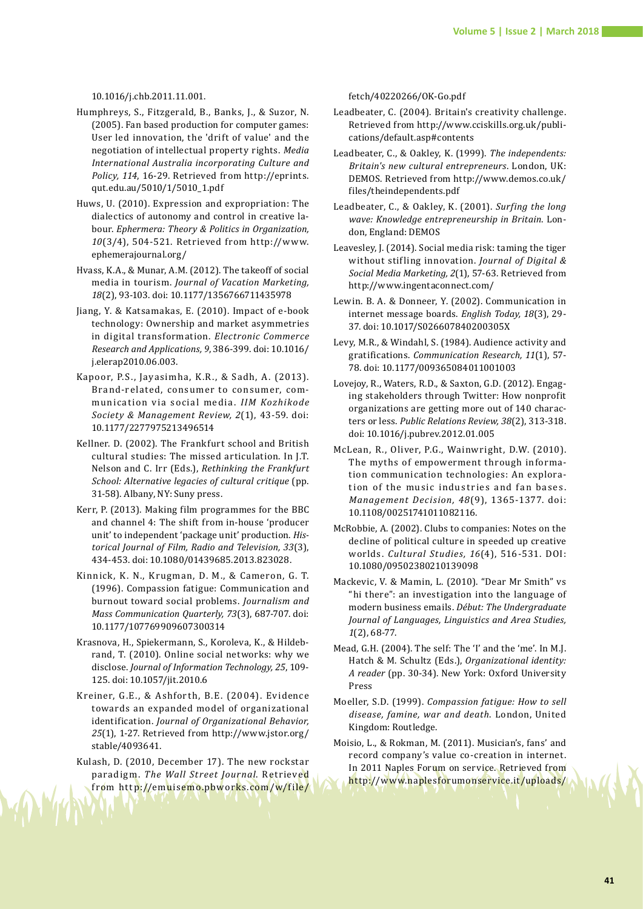10.1016/j.chb.2011.11.001.

Humphreys, S., Fitzgerald, B., Banks, J., & Suzor, N. (2005). Fan based production for computer games: User led innovation, the 'drift of value' and the negotiation of intellectual property rights. *Media International Australia incorporating Culture and Policy, 114*, 16-29. Retrieved from http://eprints.qut.edu.au/5010/1/5010_1.pdf

Huws, U. (2010). Expression and expropriation: The dialectics of autonomy and control in creative labour. *Ephermera: Theory & Politics in Organization, 10*(3/4), 504-521. Retrieved from http://www.ephemerajournal.org/

Hvass, K.A., & Munar, A.M. (2012). The takeoff of social media in tourism. *Journal of Vacation Marketing, 18*(2), 93-103. doi: 10.1177/1356766711435978

Jiang, Y. & Katsamakas, E. (2010). Impact of e-book technology: Ownership and market asymmetries in digital transformation. *Electronic Commerce Research and Applications, 9*, 386-399. doi: 10.1016/j.elerap2010.06.003.

Kapoor, P.S., Jayasimha, K.R., & Sadh, A. (2013). Brand-related, consumer to consumer, communication via social media. *IIM Kozhikode Society & Management Review, 2*(1), 43-59. doi: 10.1177/2277975213496514

Kellner. D. (2002). The Frankfurt school and British cultural studies: The missed articulation. In J.T. Nelson and C. Irr (Eds.), *Rethinking the Frankfurt School: Alternative legacies of cultural critique* (pp. 31-58). Albany, NY: Suny press.

Kerr, P. (2013). Making film programmes for the BBC and channel 4: The shift from in-house 'producer unit' to independent 'package unit' production. *Historical Journal of Film, Radio and Television, 33*(3), 434-453. doi: 10.1080/01439685.2013.823028.

Kinnick, K. N., Krugman, D. M., & Cameron, G. T. (1996). Compassion fatigue: Communication and burnout toward social problems. *Journalism and Mass Communication Quarterly, 73*(3), 687-707. doi: 10.1177/107769909607300314

Krasnova, H., Spiekermann, S., Koroleva, K., & Hildebrand, T. (2010). Online social networks: why we disclose. *Journal of Information Technology, 25*, 109-125. doi: 10.1057/jit.2010.6

Kreiner, G.E., & Ashforth, B.E. (2004). Evidence towards an expanded model of organizational identification. *Journal of Organizational Behavior, 25*(1), 1-27. Retrieved from http://www.jstor.org/stable/4093641.

Kulash, D. (2010, December 17). The new rockstar paradigm. *The Wall Street Journal*. Retrieved from http://emuisemo.pbworks.com/w/file/fetch/40220266/OK-Go.pdf

Leadbeater, C. (2004). Britain's creativity challenge. Retrieved from http://www.cciskills.org.uk/publications/default.asp#contents

Leadbeater, C., & Oakley, K. (1999). *The independents: Britain's new cultural entrepreneurs*. London, UK: DEMOS. Retrieved from http://www.demos.co.uk/files/theindependents.pdf

Leadbeater, C., & Oakley, K. (2001). *Surfing the long wave: Knowledge entrepreneurship in Britain*. London, England: DEMOS

Leavesley, J. (2014). Social media risk: taming the tiger without stifling innovation. *Journal of Digital & Social Media Marketing, 2*(1), 57-63. Retrieved from http://www.ingentaconnect.com/

Lewin. B. A. & Donneer, Y. (2002). Communication in internet message boards. *English Today, 18*(3), 29-37. doi: 10.1017/S026607840200305X

Levy, M.R., & Windahl, S. (1984). Audience activity and gratifications. *Communication Research, 11*(1), 57-78. doi: 10.1177/009365084011001003

Lovejoy, R., Waters, R.D., & Saxton, G.D. (2012). Engaging stakeholders through Twitter: How nonprofit organizations are getting more out of 140 characters or less. *Public Relations Review, 38*(2), 313-318. doi: 10.1016/j.pubrev.2012.01.005

McLean, R., Oliver, P.G., Wainwright, D.W. (2010). The myths of empowerment through information communication technologies: An exploration of the music industries and fan bases. *Management Decision, 48*(9), 1365-1377. doi: 10.1108/00251741011082116.

McRobbie, A. (2002). Clubs to companies: Notes on the decline of political culture in speeded up creative worlds. *Cultural Studies, 16*(4), 516-531. DOI: 10.1080/09502380210139098

Mackevic, V. & Mamin, L. (2010). "Dear Mr Smith" vs "hi there": an investigation into the language of modern business emails. *Début: The Undergraduate Journal of Languages, Linguistics and Area Studies, 1*(2), 68-77.

Mead, G.H. (2004). The self: The 'I' and the 'me'. In M.J. Hatch & M. Schultz (Eds.), *Organizational identity: A reader* (pp. 30-34). New York: Oxford University Press

Moeller, S.D. (1999). *Compassion fatigue: How to sell disease, famine, war and death*. London, United Kingdom: Routledge.

Moisio, L., & Rokman, M. (2011). Musician's, fans' and record company's value co-creation in internet. In 2011 Naples Forum on service. Retrieved from http://www.naplesforumonservice.it/uploads/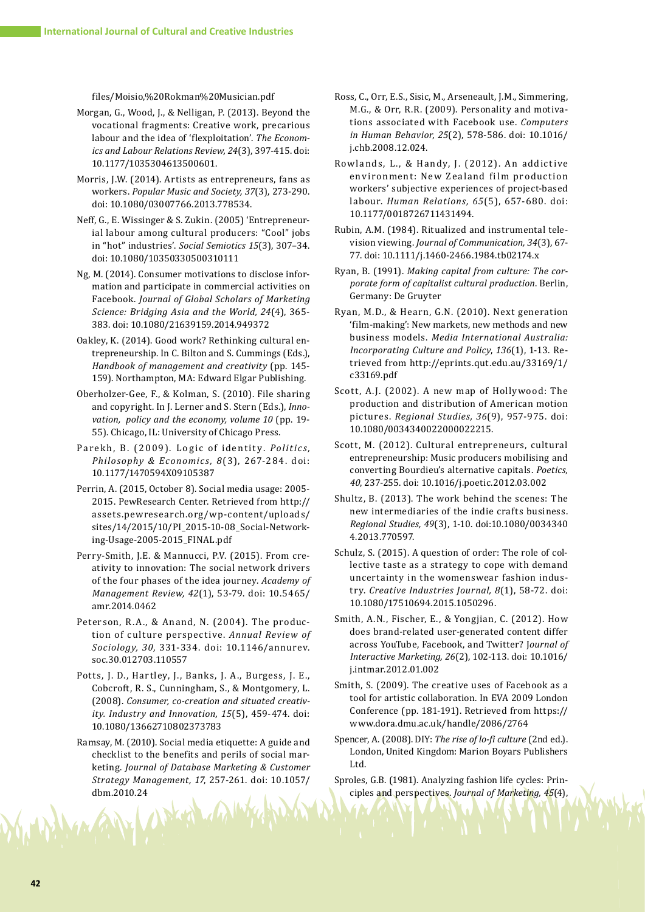files/Moisio,%20Rokman%20Musician.pdf

Morgan, G., Wood, J., & Nelligan, P. (2013). Beyond the vocational fragments: Creative work, precarious labour and the idea of 'flexploitation'. *The Economics and Labour Relations Review, 24*(3), 397-415. doi: 10.1177/1035304613500601.

Morris, J.W. (2014). Artists as entrepreneurs, fans as workers. *Popular Music and Society, 37*(3), 273-290. doi: 10.1080/03007766.2013.778534.

Neff, G., E. Wissinger & S. Zukin. (2005) 'Entrepreneurial labour among cultural producers: "Cool" jobs in "hot" industries'. *Social Semiotics 15*(3), 307–34. doi: 10.1080/10350330500310111

Ng, M. (2014). Consumer motivations to disclose information and participate in commercial activities on Facebook. *Journal of Global Scholars of Marketing Science: Bridging Asia and the World, 24*(4), 365-383. doi: 10.1080/21639159.2014.949372

Oakley, K. (2014). Good work? Rethinking cultural entrepreneurship. In C. Bilton and S. Cummings (Eds.), *Handbook of management and creativity* (pp. 145-159). Northampton, MA: Edward Elgar Publishing.

Oberholzer-Gee, F., & Kolman, S. (2010). File sharing and copyright. In J. Lerner and S. Stern (Eds.), *Innovation, policy and the economy, volume 10* (pp. 19-55). Chicago, IL: University of Chicago Press.

Parekh, B. (2009). Logic of identity. *Politics, Philosophy & Economics, 8*(3), 267-284. doi: 10.1177/1470594X09105387

Perrin, A. (2015, October 8). Social media usage: 2005-2015. PewResearch Center. Retrieved from http://assets.pewresearch.org/wp-content/uploads/sites/14/2015/10/PI_2015-10-08_Social-Networking-Usage-2005-2015_FINAL.pdf

Perry-Smith, J.E. & Mannucci, P.V. (2015). From creativity to innovation: The social network drivers of the four phases of the idea journey. *Academy of Management Review, 42*(1), 53-79. doi: 10.5465/amr.2014.0462

Peterson, R.A., & Anand, N. (2004). The production of culture perspective. *Annual Review of Sociology, 30*, 331-334. doi: 10.1146/annurev.soc.30.012703.110557

Potts, J. D., Hartley, J., Banks, J. A., Burgess, J. E., Cobcroft, R. S., Cunningham, S., & Montgomery, L. (2008). *Consumer, co-creation and situated creativity. Industry and Innovation, 15*(5), 459-474. doi: 10.1080/13662710802373783

Ramsay, M. (2010). Social media etiquette: A guide and checklist to the benefits and perils of social marketing. *Journal of Database Marketing & Customer Strategy Management, 17*, 257-261. doi: 10.1057/dbm.2010.24

Ross, C., Orr, E.S., Sisic, M., Arseneault, J.M., Simmering, M.G., & Orr, R.R. (2009). Personality and motivations associated with Facebook use. *Computers in Human Behavior, 25*(2), 578-586. doi: 10.1016/j.chb.2008.12.024.

Rowlands, L., & Handy, J. (2012). An addictive environment: New Zealand film production workers' subjective experiences of project-based labour. *Human Relations, 65*(5), 657-680. doi: 10.1177/0018726711431494.

Rubin, A.M. (1984). Ritualized and instrumental television viewing. *Journal of Communication, 34*(3), 67-77. doi: 10.1111/j.1460-2466.1984.tb02174.x

Ryan, B. (1991). *Making capital from culture: The corporate form of capitalist cultural production*. Berlin, Germany: De Gruyter

Ryan, M.D., & Hearn, G.N. (2010). Next generation 'film-making': New markets, new methods and new business models. *Media International Australia: Incorporating Culture and Policy, 136*(1), 1-13. Retrieved from http://eprints.qut.edu.au/33169/1/c33169.pdf

Scott, A.J. (2002). A new map of Hollywood: The production and distribution of American motion pictures. *Regional Studies, 36*(9), 957-975. doi: 10.1080/0034340022000022215.

Scott, M. (2012). Cultural entrepreneurs, cultural entrepreneurship: Music producers mobilising and converting Bourdieu's alternative capitals. *Poetics, 40*, 237-255. doi: 10.1016/j.poetic.2012.03.002

Shultz, B. (2013). The work behind the scenes: The new intermediaries of the indie crafts business. *Regional Studies, 49*(3), 1-10. doi:10.1080/00343404.2013.770597.

Schulz, S. (2015). A question of order: The role of collective taste as a strategy to cope with demand uncertainty in the womenswear fashion industry. *Creative Industries Journal, 8*(1), 58-72. doi: 10.1080/17510694.2015.1050296.

Smith, A.N., Fischer, E., & Yongjian, C. (2012). How does brand-related user-generated content differ across YouTube, Facebook, and Twitter? *Journal of Interactive Marketing, 26*(2), 102-113. doi: 10.1016/j.intmar.2012.01.002

Smith, S. (2009). The creative uses of Facebook as a tool for artistic collaboration. In EVA 2009 London Conference (pp. 181-191). Retrieved from https://www.dora.dmu.ac.uk/handle/2086/2764

Spencer, A. (2008). DIY: *The rise of lo-fi culture* (2nd ed.). London, United Kingdom: Marion Boyars Publishers Ltd.

Sproles, G.B. (1981). Analyzing fashion life cycles: Principles and perspectives. *Journal of Marketing, 45*(4),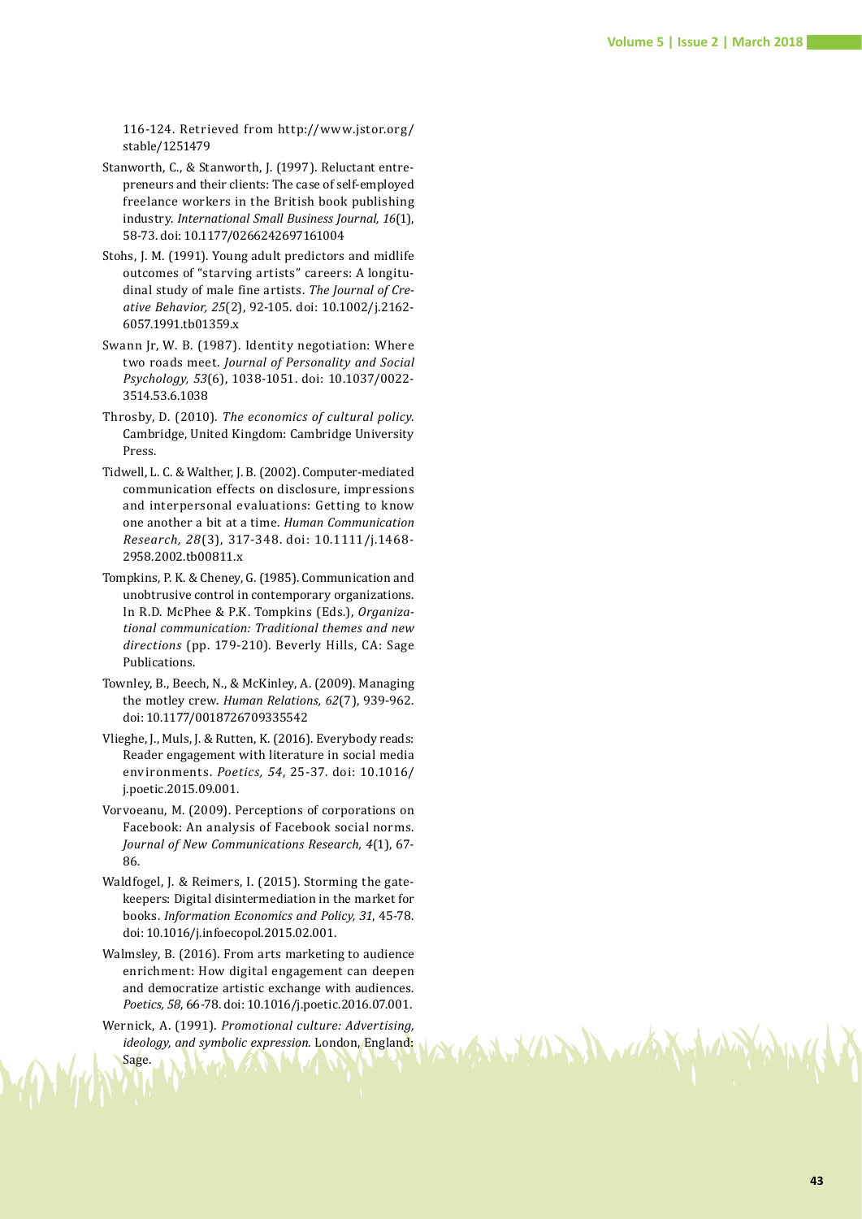116-124. Retrieved from http://www.jstor.org/stable/1251479

Stanworth, C., & Stanworth, J. (1997). Reluctant entrepreneurs and their clients: The case of self-employed freelance workers in the British book publishing industry. *International Small Business Journal, 16*(1), 58-73. doi: 10.1177/0266242697161004

Stohs, J. M. (1991). Young adult predictors and midlife outcomes of "starving artists" careers: A longitudinal study of male fine artists. *The Journal of Creative Behavior, 25*(2), 92-105. doi: 10.1002/j.2162-6057.1991.tb01359.x

Swann Jr, W. B. (1987). Identity negotiation: Where two roads meet. *Journal of Personality and Social Psychology, 53*(6), 1038-1051. doi: 10.1037/0022-3514.53.6.1038

Throsby, D. (2010). *The economics of cultural policy*. Cambridge, United Kingdom: Cambridge University Press.

Tidwell, L. C. & Walther, J. B. (2002). Computer-mediated communication effects on disclosure, impressions and interpersonal evaluations: Getting to know one another a bit at a time. *Human Communication Research, 28*(3), 317-348. doi: 10.1111/j.1468-2958.2002.tb00811.x

Tompkins, P. K. & Cheney, G. (1985). Communication and unobtrusive control in contemporary organizations. In R.D. McPhee & P.K. Tompkins (Eds.), *Organizational communication: Traditional themes and new directions* (pp. 179-210). Beverly Hills, CA: Sage Publications.

Townley, B., Beech, N., & McKinley, A. (2009). Managing the motley crew. *Human Relations, 62*(7), 939-962. doi: 10.1177/0018726709335542

Vlieghe, J., Muls, J. & Rutten, K. (2016). Everybody reads: Reader engagement with literature in social media environments. *Poetics, 54*, 25-37. doi: 10.1016/j.poetic.2015.09.001.

Vorvoeanu, M. (2009). Perceptions of corporations on Facebook: An analysis of Facebook social norms. *Journal of New Communications Research, 4*(1), 67-86.

Waldfogel, J. & Reimers, I. (2015). Storming the gatekeepers: Digital disintermediation in the market for books. *Information Economics and Policy, 31*, 45-78. doi: 10.1016/j.infoecopol.2015.02.001.

Walmsley, B. (2016). From arts marketing to audience enrichment: How digital engagement can deepen and democratize artistic exchange with audiences. *Poetics, 58*, 66-78. doi: 10.1016/j.poetic.2016.07.001.

Wernick, A. (1991). *Promotional culture: Advertising, ideology, and symbolic expression*. London, England: Sage.